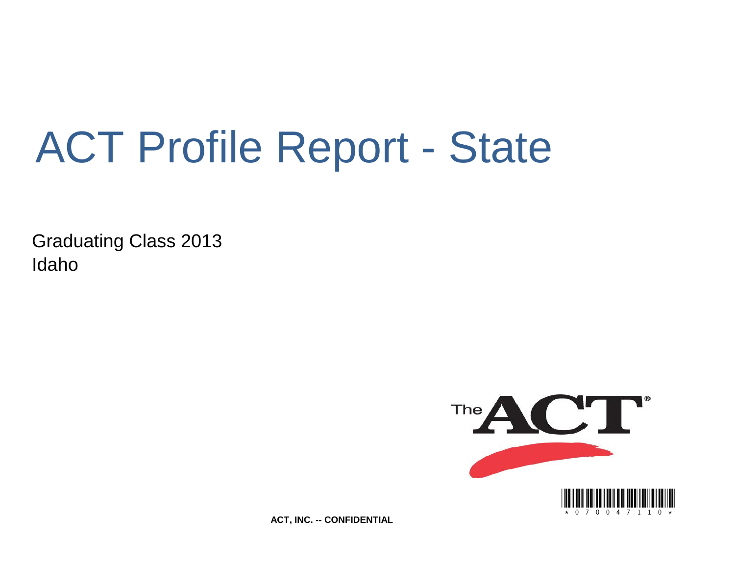# ACT Profile Report - State

Graduating Class 2013
Idaho

ACT, INC. -- CONFIDENTIAL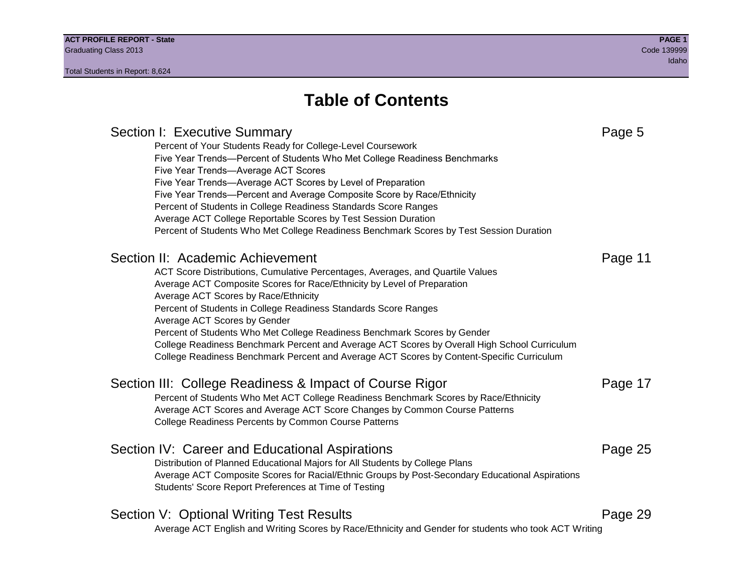# Table of Contents

## Section I: Executive Summary — Page 5

- Percent of Your Students Ready for College-Level Coursework
- Five Year Trends—Percent of Students Who Met College Readiness Benchmarks
- Five Year Trends—Average ACT Scores
- Five Year Trends—Average ACT Scores by Level of Preparation
- Five Year Trends—Percent and Average Composite Score by Race/Ethnicity
- Percent of Students in College Readiness Standards Score Ranges
- Average ACT College Reportable Scores by Test Session Duration
- Percent of Students Who Met College Readiness Benchmark Scores by Test Session Duration

## Section II: Academic Achievement — Page 11

- ACT Score Distributions, Cumulative Percentages, Averages, and Quartile Values
- Average ACT Composite Scores for Race/Ethnicity by Level of Preparation
- Average ACT Scores by Race/Ethnicity
- Percent of Students in College Readiness Standards Score Ranges
- Average ACT Scores by Gender
- Percent of Students Who Met College Readiness Benchmark Scores by Gender
- College Readiness Benchmark Percent and Average ACT Scores by Overall High School Curriculum
- College Readiness Benchmark Percent and Average ACT Scores by Content-Specific Curriculum

## Section III: College Readiness & Impact of Course Rigor — Page 17

- Percent of Students Who Met ACT College Readiness Benchmark Scores by Race/Ethnicity
- Average ACT Scores and Average ACT Score Changes by Common Course Patterns
- College Readiness Percents by Common Course Patterns

## Section IV: Career and Educational Aspirations — Page 25

- Distribution of Planned Educational Majors for All Students by College Plans
- Average ACT Composite Scores for Racial/Ethnic Groups by Post-Secondary Educational Aspirations
- Students' Score Report Preferences at Time of Testing

## Section V: Optional Writing Test Results — Page 29

- Average ACT English and Writing Scores by Race/Ethnicity and Gender for students who took ACT Writing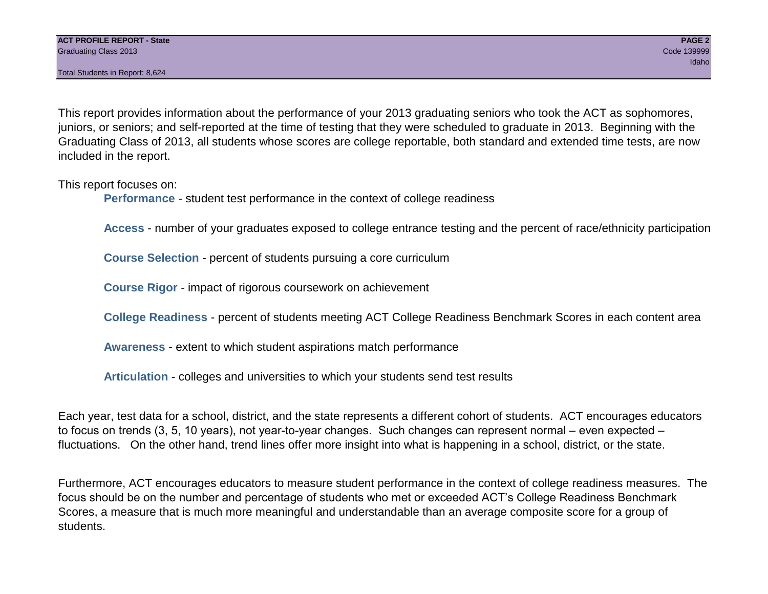This report provides information about the performance of your 2013 graduating seniors who took the ACT as sophomores, juniors, or seniors; and self-reported at the time of testing that they were scheduled to graduate in 2013. Beginning with the Graduating Class of 2013, all students whose scores are college reportable, both standard and extended time tests, are now included in the report.

This report focuses on:

- **Performance** - student test performance in the context of college readiness
- **Access** - number of your graduates exposed to college entrance testing and the percent of race/ethnicity participation
- **Course Selection** - percent of students pursuing a core curriculum
- **Course Rigor** - impact of rigorous coursework on achievement
- **College Readiness** - percent of students meeting ACT College Readiness Benchmark Scores in each content area
- **Awareness** - extent to which student aspirations match performance
- **Articulation** - colleges and universities to which your students send test results

Each year, test data for a school, district, and the state represents a different cohort of students. ACT encourages educators to focus on trends (3, 5, 10 years), not year-to-year changes. Such changes can represent normal – even expected – fluctuations. On the other hand, trend lines offer more insight into what is happening in a school, district, or the state.

Furthermore, ACT encourages educators to measure student performance in the context of college readiness measures. The focus should be on the number and percentage of students who met or exceeded ACT's College Readiness Benchmark Scores, a measure that is much more meaningful and understandable than an average composite score for a group of students.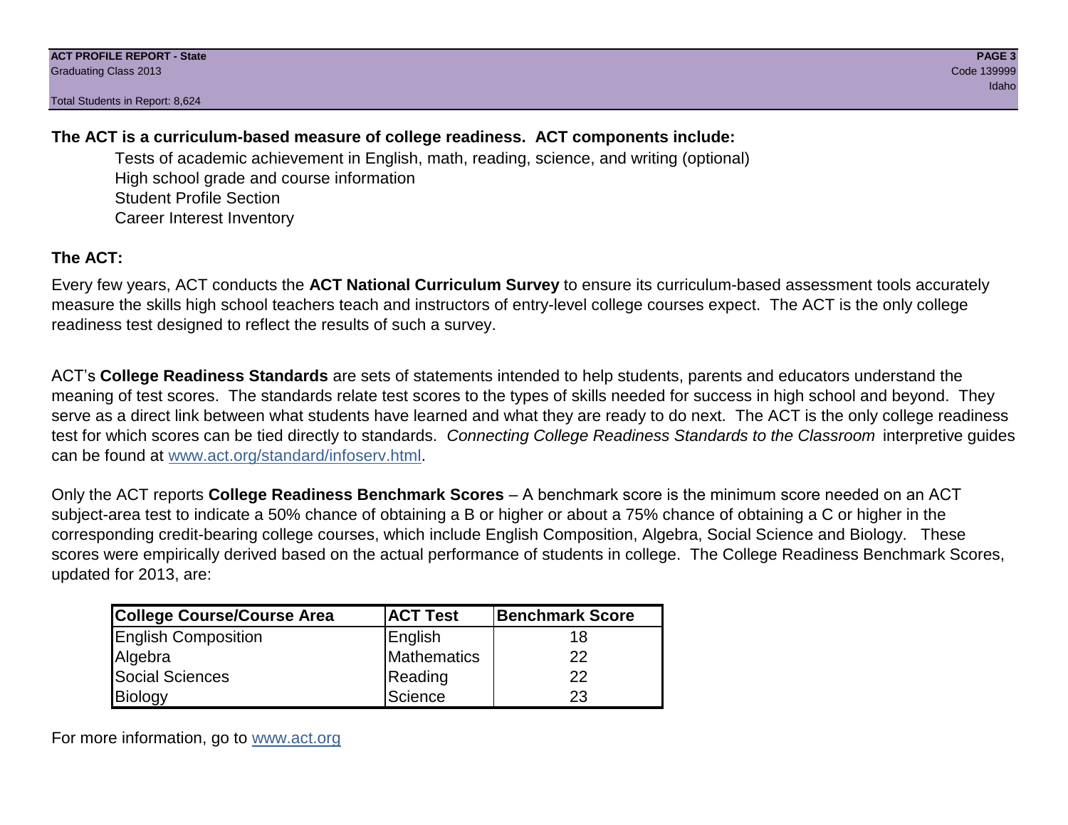**The ACT is a curriculum-based measure of college readiness. ACT components include:**

- Tests of academic achievement in English, math, reading, science, and writing (optional)
- High school grade and course information
- Student Profile Section
- Career Interest Inventory

**The ACT:**

Every few years, ACT conducts the **ACT National Curriculum Survey** to ensure its curriculum-based assessment tools accurately measure the skills high school teachers teach and instructors of entry-level college courses expect. The ACT is the only college readiness test designed to reflect the results of such a survey.

ACT's **College Readiness Standards** are sets of statements intended to help students, parents and educators understand the meaning of test scores. The standards relate test scores to the types of skills needed for success in high school and beyond. They serve as a direct link between what students have learned and what they are ready to do next. The ACT is the only college readiness test for which scores can be tied directly to standards. *Connecting College Readiness Standards to the Classroom* interpretive guides can be found at www.act.org/standard/infoserv.html.

Only the ACT reports **College Readiness Benchmark Scores** – A benchmark score is the minimum score needed on an ACT subject-area test to indicate a 50% chance of obtaining a B or higher or about a 75% chance of obtaining a C or higher in the corresponding credit-bearing college courses, which include English Composition, Algebra, Social Science and Biology. These scores were empirically derived based on the actual performance of students in college. The College Readiness Benchmark Scores, updated for 2013, are:

| College Course/Course Area | ACT Test | Benchmark Score |
|---|---|---|
| English Composition | English | 18 |
| Algebra | Mathematics | 22 |
| Social Sciences | Reading | 22 |
| Biology | Science | 23 |

For more information, go to www.act.org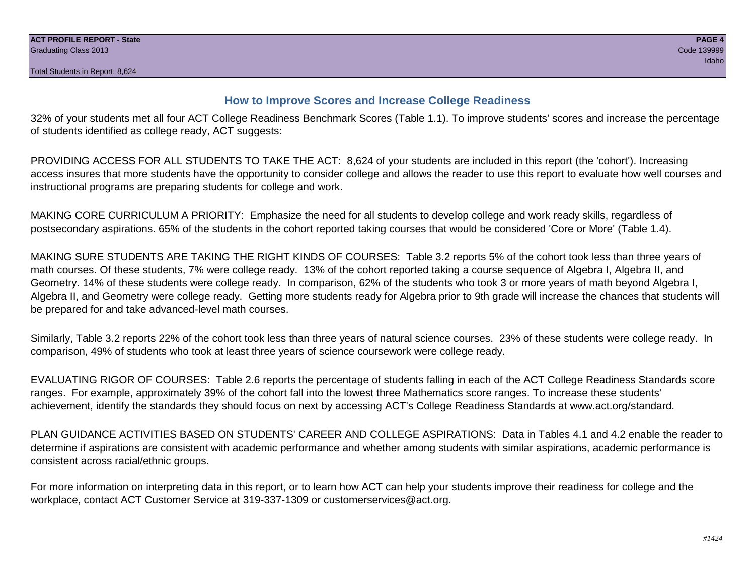## How to Improve Scores and Increase College Readiness

32% of your students met all four ACT College Readiness Benchmark Scores (Table 1.1). To improve students' scores and increase the percentage of students identified as college ready, ACT suggests:

PROVIDING ACCESS FOR ALL STUDENTS TO TAKE THE ACT: 8,624 of your students are included in this report (the 'cohort'). Increasing access insures that more students have the opportunity to consider college and allows the reader to use this report to evaluate how well courses and instructional programs are preparing students for college and work.

MAKING CORE CURRICULUM A PRIORITY: Emphasize the need for all students to develop college and work ready skills, regardless of postsecondary aspirations. 65% of the students in the cohort reported taking courses that would be considered 'Core or More' (Table 1.4).

MAKING SURE STUDENTS ARE TAKING THE RIGHT KINDS OF COURSES: Table 3.2 reports 5% of the cohort took less than three years of math courses. Of these students, 7% were college ready. 13% of the cohort reported taking a course sequence of Algebra I, Algebra II, and Geometry. 14% of these students were college ready. In comparison, 62% of the students who took 3 or more years of math beyond Algebra I, Algebra II, and Geometry were college ready. Getting more students ready for Algebra prior to 9th grade will increase the chances that students will be prepared for and take advanced-level math courses.

Similarly, Table 3.2 reports 22% of the cohort took less than three years of natural science courses. 23% of these students were college ready. In comparison, 49% of students who took at least three years of science coursework were college ready.

EVALUATING RIGOR OF COURSES: Table 2.6 reports the percentage of students falling in each of the ACT College Readiness Standards score ranges. For example, approximately 39% of the cohort fall into the lowest three Mathematics score ranges. To increase these students' achievement, identify the standards they should focus on next by accessing ACT's College Readiness Standards at www.act.org/standard.

PLAN GUIDANCE ACTIVITIES BASED ON STUDENTS' CAREER AND COLLEGE ASPIRATIONS: Data in Tables 4.1 and 4.2 enable the reader to determine if aspirations are consistent with academic performance and whether among students with similar aspirations, academic performance is consistent across racial/ethnic groups.

For more information on interpreting data in this report, or to learn how ACT can help your students improve their readiness for college and the workplace, contact ACT Customer Service at 319-337-1309 or customerservices@act.org.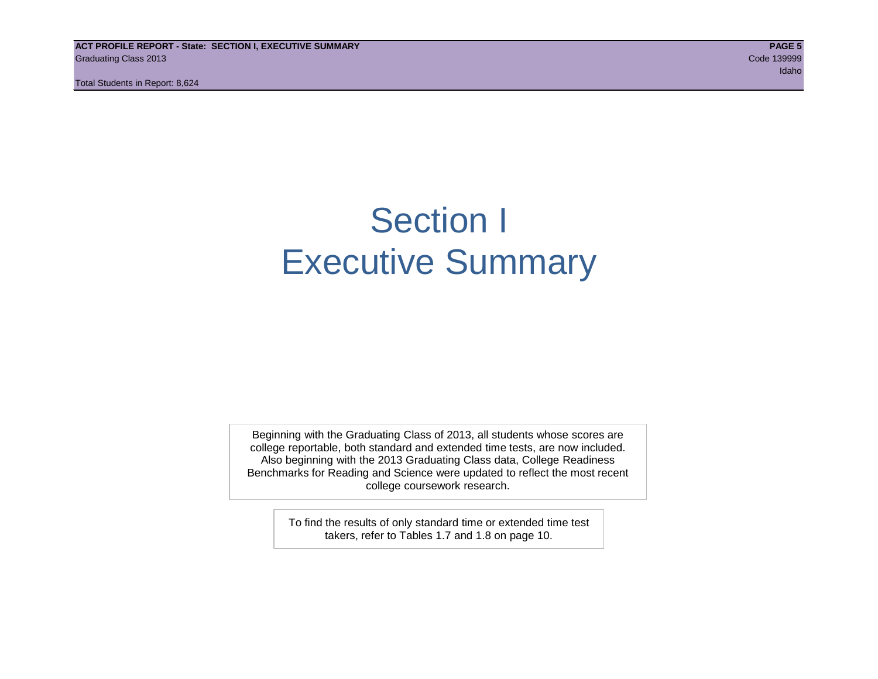# Section I
# Executive Summary

Beginning with the Graduating Class of 2013, all students whose scores are college reportable, both standard and extended time tests, are now included. Also beginning with the 2013 Graduating Class data, College Readiness Benchmarks for Reading and Science were updated to reflect the most recent college coursework research.

To find the results of only standard time or extended time test takers, refer to Tables 1.7 and 1.8 on page 10.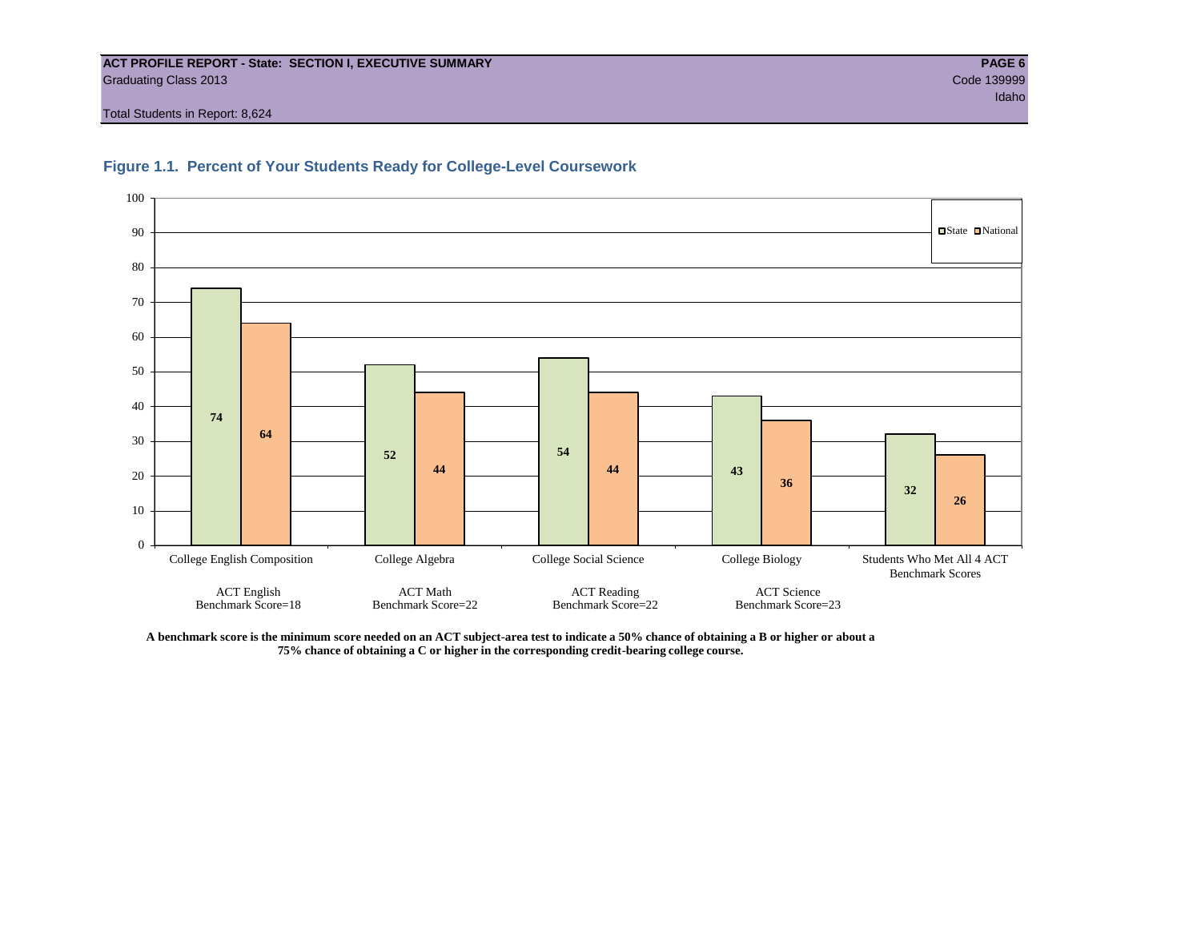**ACT PROFILE REPORT - State: SECTION I, EXECUTIVE SUMMARY**
Graduating Class 2013
Code 139999
Idaho

Total Students in Report: 8,624

## Figure 1.1. Percent of Your Students Ready for College-Level Coursework

| Course | ACT Test | State | National |
|---|---|---|---|
| College English Composition | ACT English Benchmark Score=18 | 74 | 64 |
| College Algebra | ACT Math Benchmark Score=22 | 52 | 44 |
| College Social Science | ACT Reading Benchmark Score=22 | 54 | 44 |
| College Biology | ACT Science Benchmark Score=23 | 43 | 36 |
| Students Who Met All 4 ACT Benchmark Scores | | 32 | 26 |

**A benchmark score is the minimum score needed on an ACT subject-area test to indicate a 50% chance of obtaining a B or higher or about a 75% chance of obtaining a C or higher in the corresponding credit-bearing college course.**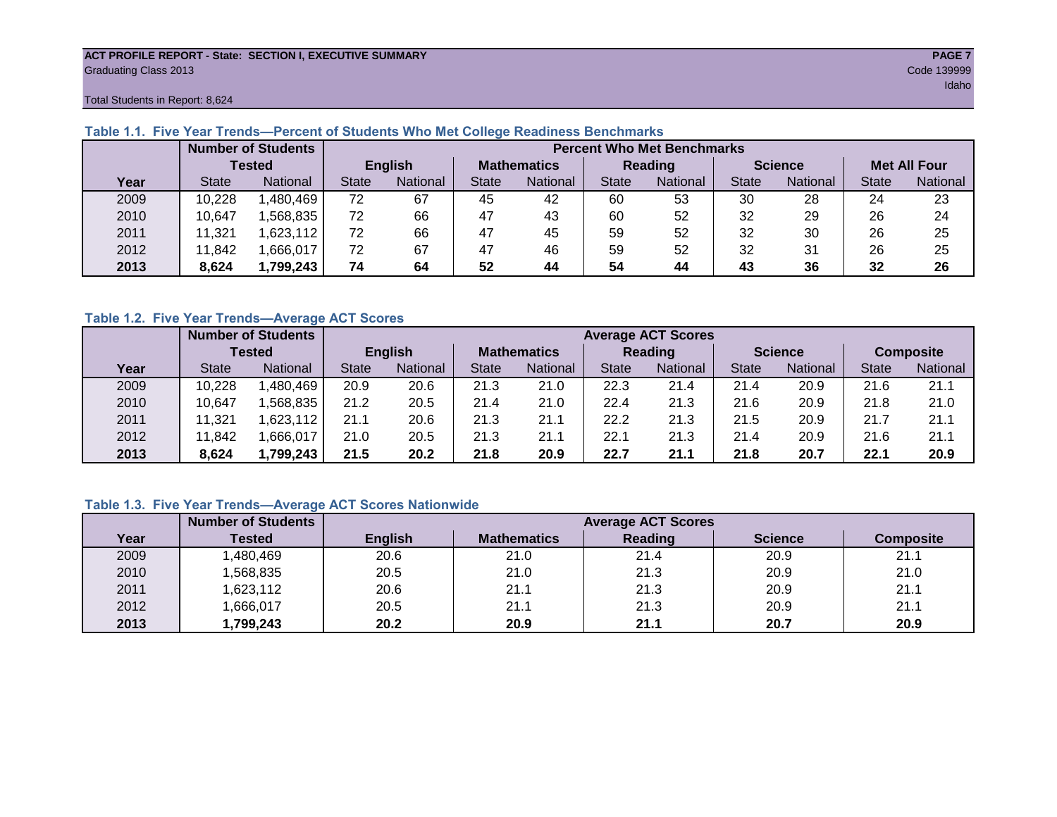**ACT PROFILE REPORT - State: SECTION I, EXECUTIVE SUMMARY**
Graduating Class 2013
Code 139999
Idaho

Total Students in Report: 8,624

### Table 1.1. Five Year Trends—Percent of Students Who Met College Readiness Benchmarks

| | Number of Students Tested | | Percent Who Met Benchmarks | | | | | | | | | |
|---|---|---|---|---|---|---|---|---|---|---|---|---|
| | | | English | | Mathematics | | Reading | | Science | | Met All Four | |
| Year | State | National | State | National | State | National | State | National | State | National | State | National |
| 2009 | 10,228 | 1,480,469 | 72 | 67 | 45 | 42 | 60 | 53 | 30 | 28 | 24 | 23 |
| 2010 | 10,647 | 1,568,835 | 72 | 66 | 47 | 43 | 60 | 52 | 32 | 29 | 26 | 24 |
| 2011 | 11,321 | 1,623,112 | 72 | 66 | 47 | 45 | 59 | 52 | 32 | 30 | 26 | 25 |
| 2012 | 11,842 | 1,666,017 | 72 | 67 | 47 | 46 | 59 | 52 | 32 | 31 | 26 | 25 |
| **2013** | **8,624** | **1,799,243** | **74** | **64** | **52** | **44** | **54** | **44** | **43** | **36** | **32** | **26** |

### Table 1.2. Five Year Trends—Average ACT Scores

| | Number of Students Tested | | Average ACT Scores | | | | | | | | | |
|---|---|---|---|---|---|---|---|---|---|---|---|---|
| | | | English | | Mathematics | | Reading | | Science | | Composite | |
| Year | State | National | State | National | State | National | State | National | State | National | State | National |
| 2009 | 10,228 | 1,480,469 | 20.9 | 20.6 | 21.3 | 21.0 | 22.3 | 21.4 | 21.4 | 20.9 | 21.6 | 21.1 |
| 2010 | 10,647 | 1,568,835 | 21.2 | 20.5 | 21.4 | 21.0 | 22.4 | 21.3 | 21.6 | 20.9 | 21.8 | 21.0 |
| 2011 | 11,321 | 1,623,112 | 21.1 | 20.6 | 21.3 | 21.1 | 22.2 | 21.3 | 21.5 | 20.9 | 21.7 | 21.1 |
| 2012 | 11,842 | 1,666,017 | 21.0 | 20.5 | 21.3 | 21.1 | 22.1 | 21.3 | 21.4 | 20.9 | 21.6 | 21.1 |
| **2013** | **8,624** | **1,799,243** | **21.5** | **20.2** | **21.8** | **20.9** | **22.7** | **21.1** | **21.8** | **20.7** | **22.1** | **20.9** |

### Table 1.3. Five Year Trends—Average ACT Scores Nationwide

| | Number of Students | Average ACT Scores | | | | |
|---|---|---|---|---|---|---|
| Year | Tested | English | Mathematics | Reading | Science | Composite |
| 2009 | 1,480,469 | 20.6 | 21.0 | 21.4 | 20.9 | 21.1 |
| 2010 | 1,568,835 | 20.5 | 21.0 | 21.3 | 20.9 | 21.0 |
| 2011 | 1,623,112 | 20.6 | 21.1 | 21.3 | 20.9 | 21.1 |
| 2012 | 1,666,017 | 20.5 | 21.1 | 21.3 | 20.9 | 21.1 |
| **2013** | **1,799,243** | **20.2** | **20.9** | **21.1** | **20.7** | **20.9** |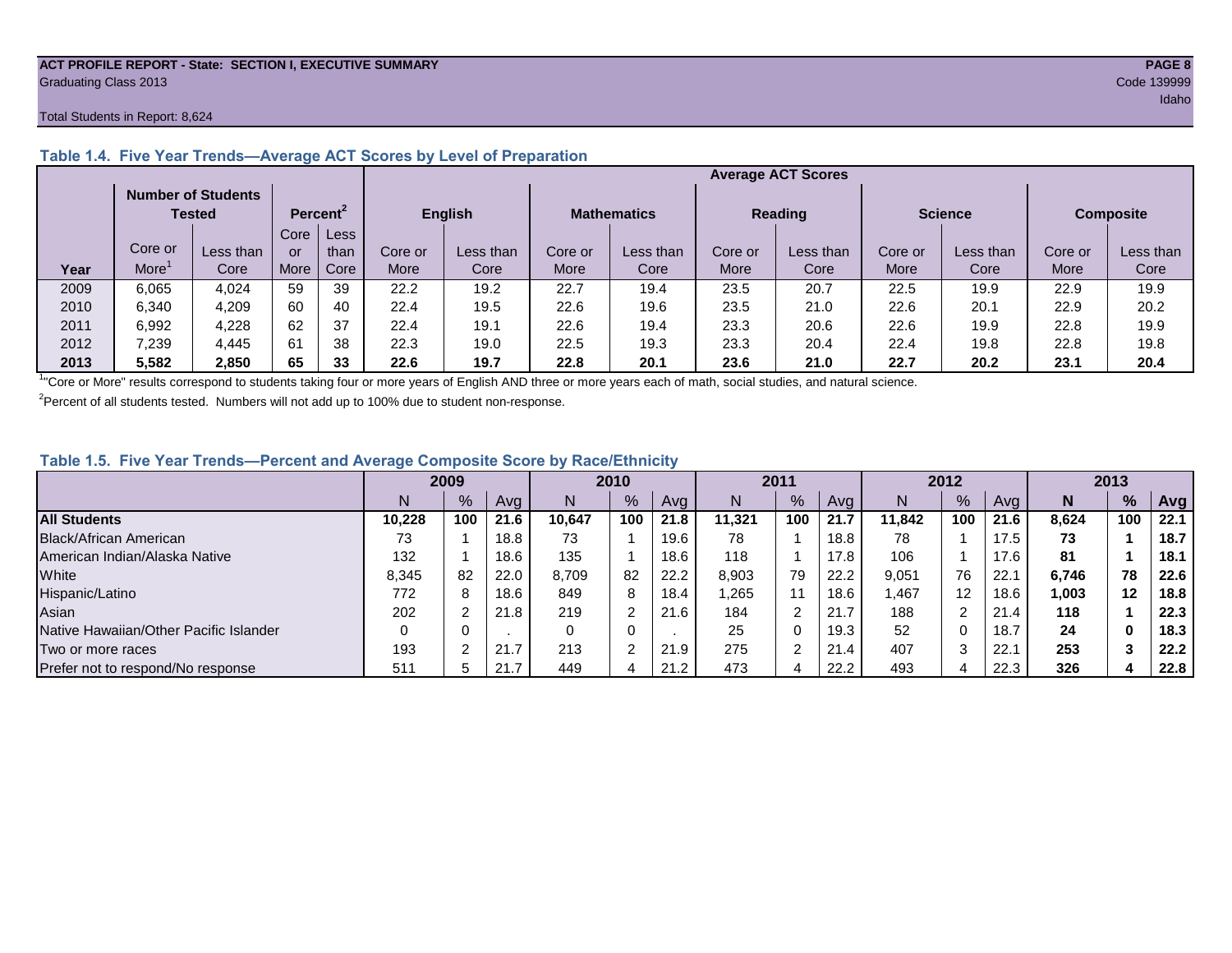**ACT PROFILE REPORT - State: SECTION I, EXECUTIVE SUMMARY**
Graduating Class 2013
Code 139999
Idaho

Total Students in Report: 8,624

### Table 1.4. Five Year Trends—Average ACT Scores by Level of Preparation

| | Number of Students Tested | | Percent[2] | | Average ACT Scores | | | | | | | | | |
|---|---|---|---|---|---|---|---|---|---|---|---|---|---|---|
| | | | | | English | | Mathematics | | Reading | | Science | | Composite | |
| Year | Core or More[1] | Less than Core | Core or More | Less than Core | Core or More | Less than Core | Core or More | Less than Core | Core or More | Less than Core | Core or More | Less than Core | Core or More | Less than Core |
| 2009 | 6,065 | 4,024 | 59 | 39 | 22.2 | 19.2 | 22.7 | 19.4 | 23.5 | 20.7 | 22.5 | 19.9 | 22.9 | 19.9 |
| 2010 | 6,340 | 4,209 | 60 | 40 | 22.4 | 19.5 | 22.6 | 19.6 | 23.5 | 21.0 | 22.6 | 20.1 | 22.9 | 20.2 |
| 2011 | 6,992 | 4,228 | 62 | 37 | 22.4 | 19.1 | 22.6 | 19.4 | 23.3 | 20.6 | 22.6 | 19.9 | 22.8 | 19.9 |
| 2012 | 7,239 | 4,445 | 61 | 38 | 22.3 | 19.0 | 22.5 | 19.3 | 23.3 | 20.4 | 22.4 | 19.8 | 22.8 | 19.8 |
| **2013** | **5,582** | **2,850** | **65** | **33** | **22.6** | **19.7** | **22.8** | **20.1** | **23.6** | **21.0** | **22.7** | **20.2** | **23.1** | **20.4** |

[1]"Core or More" results correspond to students taking four or more years of English AND three or more years each of math, social studies, and natural science.

[2]Percent of all students tested. Numbers will not add up to 100% due to student non-response.

### Table 1.5. Five Year Trends—Percent and Average Composite Score by Race/Ethnicity

| | 2009 | | | 2010 | | | 2011 | | | 2012 | | | **2013** | | |
|---|---|---|---|---|---|---|---|---|---|---|---|---|---|---|---|
| | N | % | Avg | N | % | Avg | N | % | Avg | N | % | Avg | **N** | **%** | **Avg** |
| **All Students** | **10,228** | **100** | **21.6** | **10,647** | **100** | **21.8** | **11,321** | **100** | **21.7** | **11,842** | **100** | **21.6** | **8,624** | **100** | **22.1** |
| Black/African American | 73 | 1 | 18.8 | 73 | 1 | 19.6 | 78 | 1 | 18.8 | 78 | 1 | 17.5 | **73** | **1** | **18.7** |
| American Indian/Alaska Native | 132 | 1 | 18.6 | 135 | 1 | 18.6 | 118 | 1 | 17.8 | 106 | 1 | 17.6 | **81** | **1** | **18.1** |
| White | 8,345 | 82 | 22.0 | 8,709 | 82 | 22.2 | 8,903 | 79 | 22.2 | 9,051 | 76 | 22.1 | **6,746** | **78** | **22.6** |
| Hispanic/Latino | 772 | 8 | 18.6 | 849 | 8 | 18.4 | 1,265 | 11 | 18.6 | 1,467 | 12 | 18.6 | **1,003** | **12** | **18.8** |
| Asian | 202 | 2 | 21.8 | 219 | 2 | 21.6 | 184 | 2 | 21.7 | 188 | 2 | 21.4 | **118** | **1** | **22.3** |
| Native Hawaiian/Other Pacific Islander | 0 | 0 | . | 0 | 0 | . | 25 | 0 | 19.3 | 52 | 0 | 18.7 | **24** | **0** | **18.3** |
| Two or more races | 193 | 2 | 21.7 | 213 | 2 | 21.9 | 275 | 2 | 21.4 | 407 | 3 | 22.1 | **253** | **3** | **22.2** |
| Prefer not to respond/No response | 511 | 5 | 21.7 | 449 | 4 | 21.2 | 473 | 4 | 22.2 | 493 | 4 | 22.3 | **326** | **4** | **22.8** |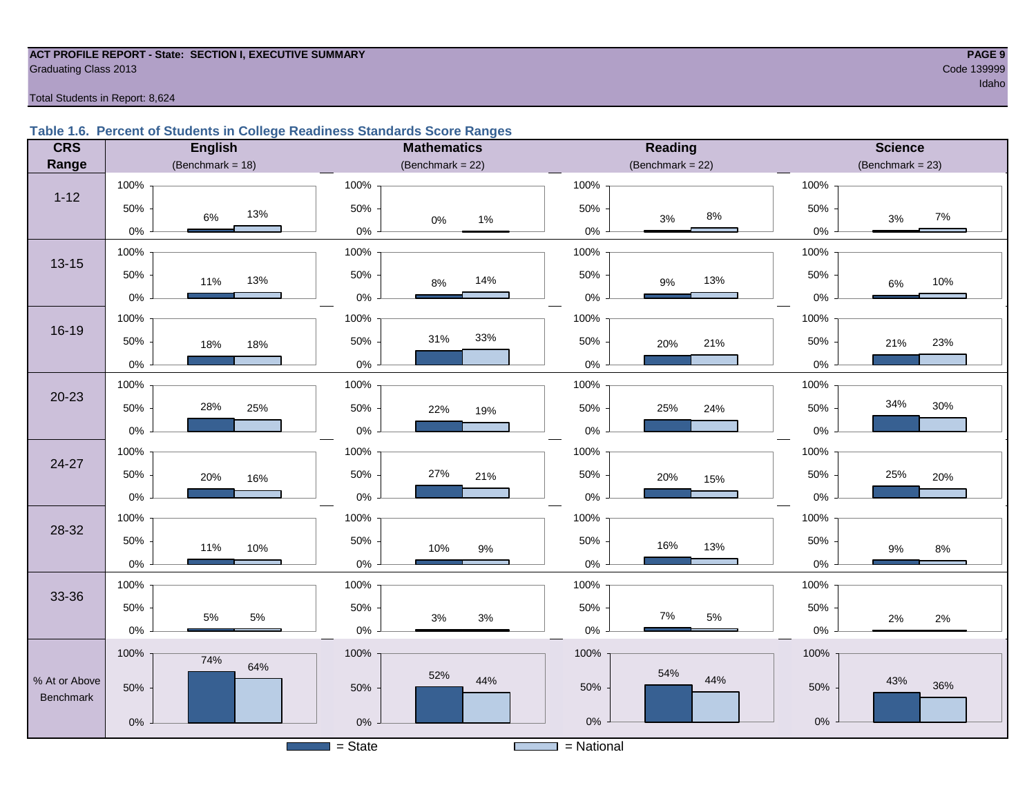**ACT PROFILE REPORT - State: SECTION I, EXECUTIVE SUMMARY**
Graduating Class 2013

Code 139999
Idaho

Total Students in Report: 8,624

### Table 1.6. Percent of Students in College Readiness Standards Score Ranges

| CRS Range | English (Benchmark = 18) State | English National | Mathematics (Benchmark = 22) State | Mathematics National | Reading (Benchmark = 22) State | Reading National | Science (Benchmark = 23) State | Science National |
|---|---|---|---|---|---|---|---|---|
| 1-12 | 6% | 13% | 0% | 1% | 3% | 8% | 3% | 7% |
| 13-15 | 11% | 13% | 8% | 14% | 9% | 13% | 6% | 10% |
| 16-19 | 18% | 18% | 31% | 33% | 20% | 21% | 21% | 23% |
| 20-23 | 28% | 25% | 22% | 19% | 25% | 24% | 34% | 30% |
| 24-27 | 20% | 16% | 27% | 21% | 20% | 15% | 25% | 20% |
| 28-32 | 11% | 10% | 10% | 9% | 16% | 13% | 9% | 8% |
| 33-36 | 5% | 5% | 3% | 3% | 7% | 5% | 2% | 2% |
| % At or Above Benchmark | 74% | 64% | 52% | 44% | 54% | 44% | 43% | 36% |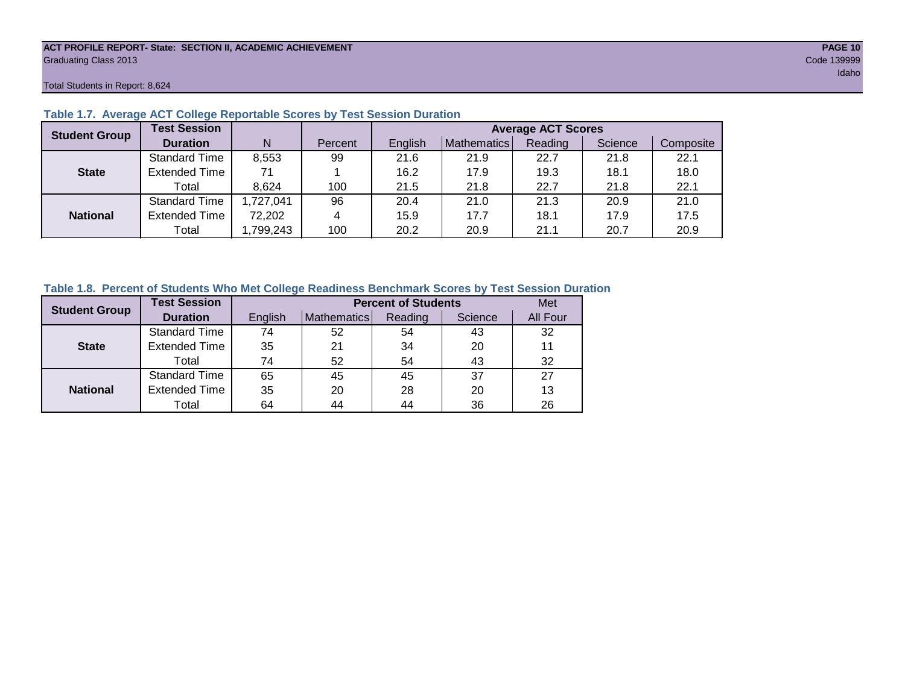**ACT PROFILE REPORT- State: SECTION II, ACADEMIC ACHIEVEMENT**
Graduating Class 2013
Code 139999
Idaho

Total Students in Report: 8,624

### Table 1.7. Average ACT College Reportable Scores by Test Session Duration

| Student Group | Test Session Duration | N | Percent | Average ACT Scores | | | | |
|---|---|---|---|---|---|---|---|---|
| | | | | English | Mathematics | Reading | Science | Composite |
| State | Standard Time | 8,553 | 99 | 21.6 | 21.9 | 22.7 | 21.8 | 22.1 |
| | Extended Time | 71 | 1 | 16.2 | 17.9 | 19.3 | 18.1 | 18.0 |
| | Total | 8,624 | 100 | 21.5 | 21.8 | 22.7 | 21.8 | 22.1 |
| National | Standard Time | 1,727,041 | 96 | 20.4 | 21.0 | 21.3 | 20.9 | 21.0 |
| | Extended Time | 72,202 | 4 | 15.9 | 17.7 | 18.1 | 17.9 | 17.5 |
| | Total | 1,799,243 | 100 | 20.2 | 20.9 | 21.1 | 20.7 | 20.9 |

### Table 1.8. Percent of Students Who Met College Readiness Benchmark Scores by Test Session Duration

| Student Group | Test Session Duration | Percent of Students | | | | Met |
|---|---|---|---|---|---|---|
| | | English | Mathematics | Reading | Science | All Four |
| State | Standard Time | 74 | 52 | 54 | 43 | 32 |
| | Extended Time | 35 | 21 | 34 | 20 | 11 |
| | Total | 74 | 52 | 54 | 43 | 32 |
| National | Standard Time | 65 | 45 | 45 | 37 | 27 |
| | Extended Time | 35 | 20 | 28 | 20 | 13 |
| | Total | 64 | 44 | 44 | 36 | 26 |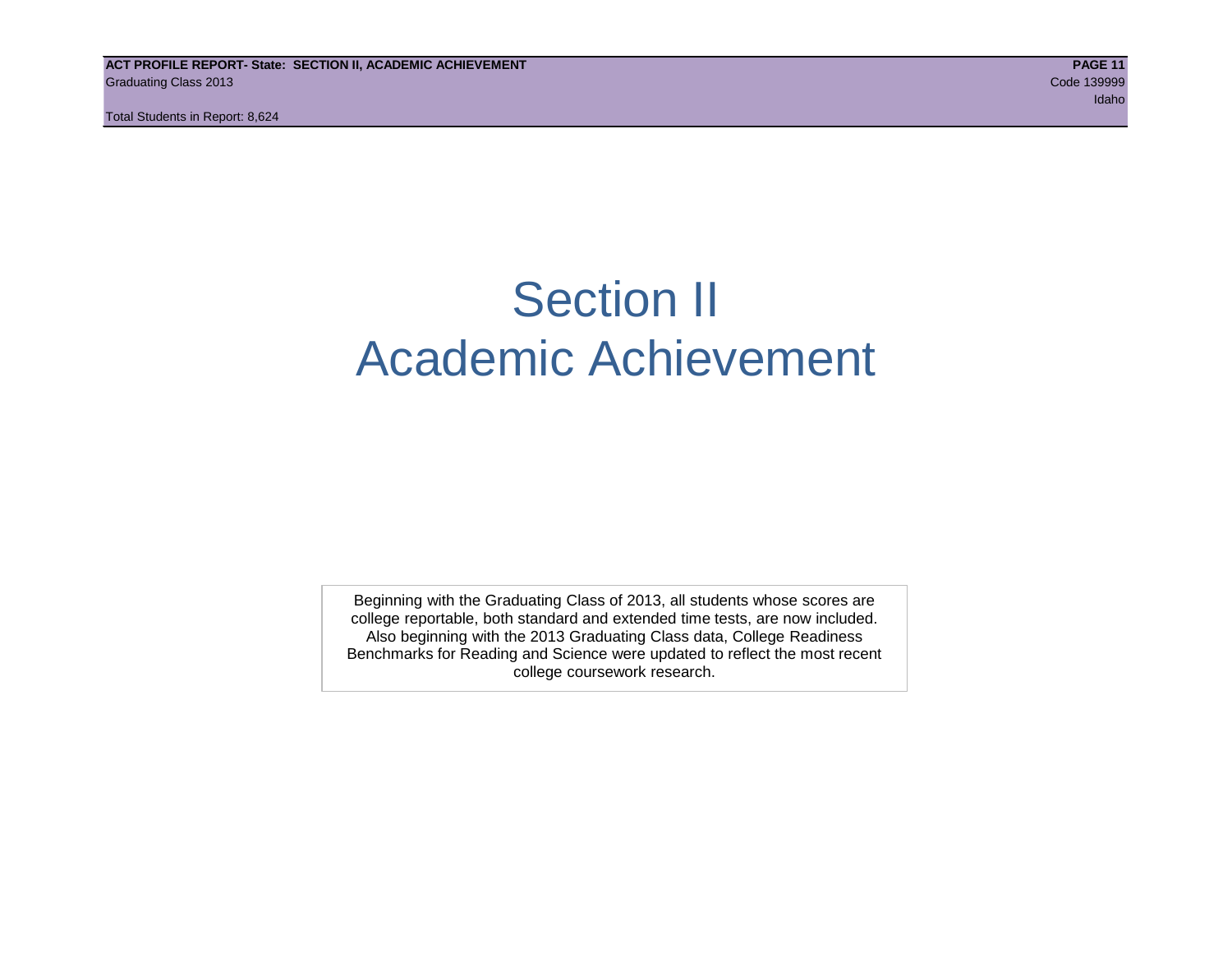# Section II
# Academic Achievement

Beginning with the Graduating Class of 2013, all students whose scores are college reportable, both standard and extended time tests, are now included. Also beginning with the 2013 Graduating Class data, College Readiness Benchmarks for Reading and Science were updated to reflect the most recent college coursework research.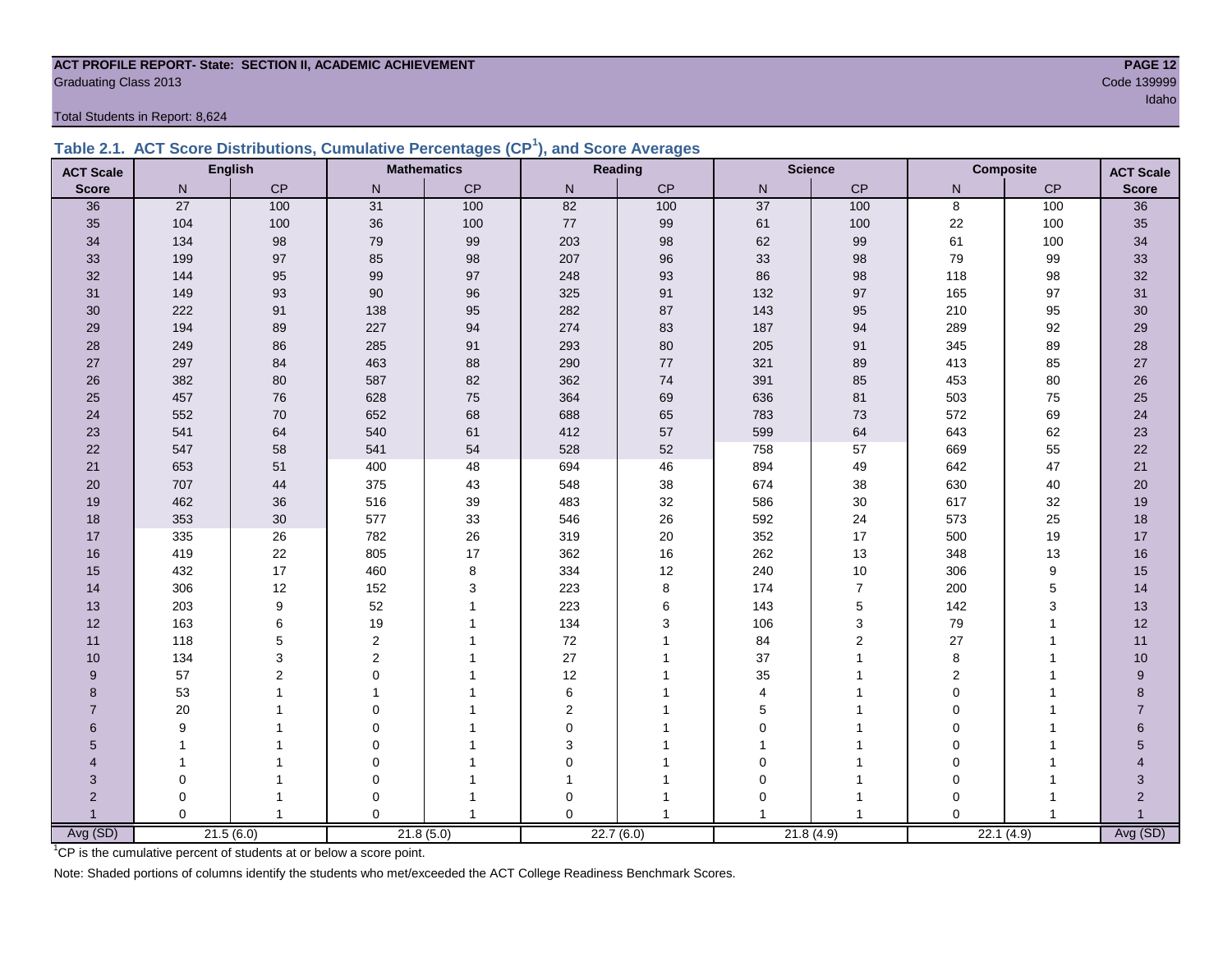**ACT PROFILE REPORT- State: SECTION II, ACADEMIC ACHIEVEMENT**

Graduating Class 2013

Code 139999

Idaho

Total Students in Report: 8,624

## Table 2.1. ACT Score Distributions, Cumulative Percentages (CP[1]), and Score Averages

| ACT Scale | English | | Mathematics | | Reading | | Science | | Composite | | ACT Scale |
|---|---|---|---|---|---|---|---|---|---|---|---|
| Score | N | CP | N | CP | N | CP | N | CP | N | CP | Score |
| 36 | 27 | 100 | 31 | 100 | 82 | 100 | 37 | 100 | 8 | 100 | 36 |
| 35 | 104 | 100 | 36 | 100 | 77 | 99 | 61 | 100 | 22 | 100 | 35 |
| 34 | 134 | 98 | 79 | 99 | 203 | 98 | 62 | 99 | 61 | 100 | 34 |
| 33 | 199 | 97 | 85 | 98 | 207 | 96 | 33 | 98 | 79 | 99 | 33 |
| 32 | 144 | 95 | 99 | 97 | 248 | 93 | 86 | 98 | 118 | 98 | 32 |
| 31 | 149 | 93 | 90 | 96 | 325 | 91 | 132 | 97 | 165 | 97 | 31 |
| 30 | 222 | 91 | 138 | 95 | 282 | 87 | 143 | 95 | 210 | 95 | 30 |
| 29 | 194 | 89 | 227 | 94 | 274 | 83 | 187 | 94 | 289 | 92 | 29 |
| 28 | 249 | 86 | 285 | 91 | 293 | 80 | 205 | 91 | 345 | 89 | 28 |
| 27 | 297 | 84 | 463 | 88 | 290 | 77 | 321 | 89 | 413 | 85 | 27 |
| 26 | 382 | 80 | 587 | 82 | 362 | 74 | 391 | 85 | 453 | 80 | 26 |
| 25 | 457 | 76 | 628 | 75 | 364 | 69 | 636 | 81 | 503 | 75 | 25 |
| 24 | 552 | 70 | 652 | 68 | 688 | 65 | 783 | 73 | 572 | 69 | 24 |
| 23 | 541 | 64 | 540 | 61 | 412 | 57 | 599 | 64 | 643 | 62 | 23 |
| 22 | 547 | 58 | 541 | 54 | 528 | 52 | 758 | 57 | 669 | 55 | 22 |
| 21 | 653 | 51 | 400 | 48 | 694 | 46 | 894 | 49 | 642 | 47 | 21 |
| 20 | 707 | 44 | 375 | 43 | 548 | 38 | 674 | 38 | 630 | 40 | 20 |
| 19 | 462 | 36 | 516 | 39 | 483 | 32 | 586 | 30 | 617 | 32 | 19 |
| 18 | 353 | 30 | 577 | 33 | 546 | 26 | 592 | 24 | 573 | 25 | 18 |
| 17 | 335 | 26 | 782 | 26 | 319 | 20 | 352 | 17 | 500 | 19 | 17 |
| 16 | 419 | 22 | 805 | 17 | 362 | 16 | 262 | 13 | 348 | 13 | 16 |
| 15 | 432 | 17 | 460 | 8 | 334 | 12 | 240 | 10 | 306 | 9 | 15 |
| 14 | 306 | 12 | 152 | 3 | 223 | 8 | 174 | 7 | 200 | 5 | 14 |
| 13 | 203 | 9 | 52 | 1 | 223 | 6 | 143 | 5 | 142 | 3 | 13 |
| 12 | 163 | 6 | 19 | 1 | 134 | 3 | 106 | 3 | 79 | 1 | 12 |
| 11 | 118 | 5 | 2 | 1 | 72 | 1 | 84 | 2 | 27 | 1 | 11 |
| 10 | 134 | 3 | 2 | 1 | 27 | 1 | 37 | 1 | 8 | 1 | 10 |
| 9 | 57 | 2 | 0 | 1 | 12 | 1 | 35 | 1 | 2 | 1 | 9 |
| 8 | 53 | 1 | 1 | 1 | 6 | 1 | 4 | 1 | 0 | 1 | 8 |
| 7 | 20 | 1 | 0 | 1 | 2 | 1 | 5 | 1 | 0 | 1 | 7 |
| 6 | 9 | 1 | 0 | 1 | 0 | 1 | 0 | 1 | 0 | 1 | 6 |
| 5 | 1 | 1 | 0 | 1 | 3 | 1 | 1 | 1 | 0 | 1 | 5 |
| 4 | 1 | 1 | 0 | 1 | 0 | 1 | 0 | 1 | 0 | 1 | 4 |
| 3 | 0 | 1 | 0 | 1 | 1 | 1 | 0 | 1 | 0 | 1 | 3 |
| 2 | 0 | 1 | 0 | 1 | 0 | 1 | 0 | 1 | 0 | 1 | 2 |
| 1 | 0 | 1 | 0 | 1 | 0 | 1 | 1 | 1 | 0 | 1 | 1 |
| Avg (SD) | 21.5 (6.0) | | 21.8 (5.0) | | 22.7 (6.0) | | 21.8 (4.9) | | 22.1 (4.9) | | Avg (SD) |

[1]CP is the cumulative percent of students at or below a score point.

Note: Shaded portions of columns identify the students who met/exceeded the ACT College Readiness Benchmark Scores.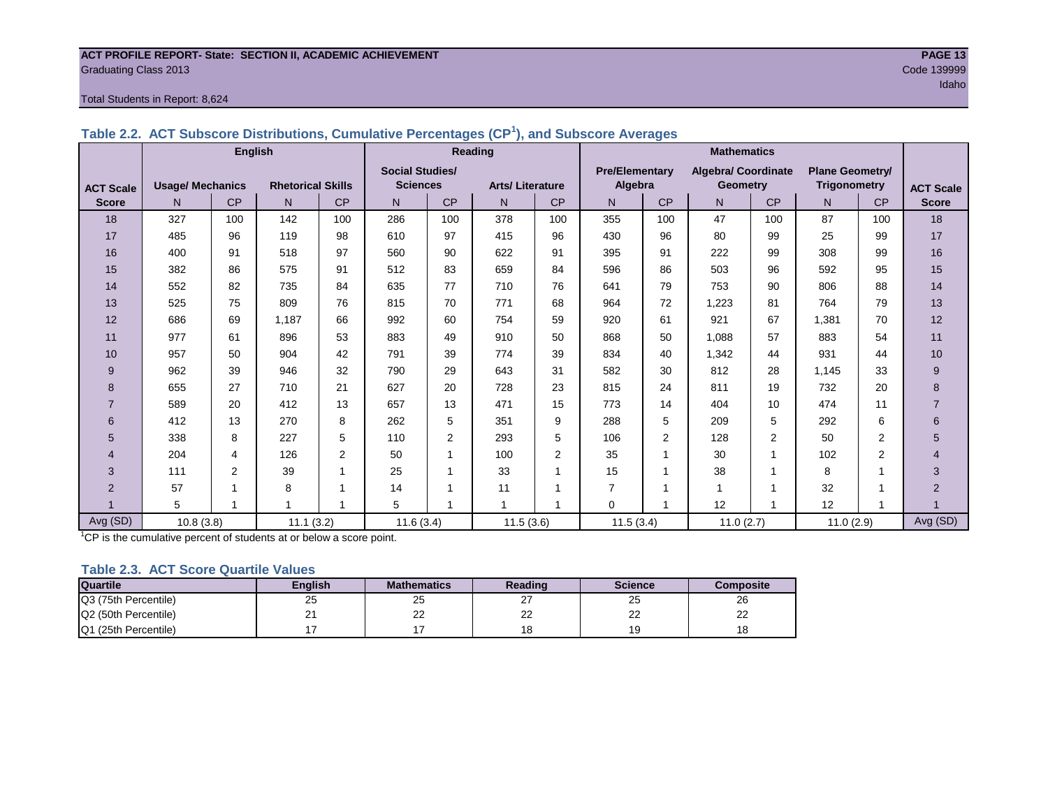ACT PROFILE REPORT- State: SECTION II, ACADEMIC ACHIEVEMENT
Graduating Class 2013
Code 139999
Idaho

Total Students in Report: 8,624

### Table 2.2. ACT Subscore Distributions, Cumulative Percentages (CP[1]), and Subscore Averages

| | English | | | | Reading | | | | Mathematics | | | | | | |
|---|---|---|---|---|---|---|---|---|---|---|---|---|---|---|---|
| ACT Scale | Usage/ Mechanics | | Rhetorical Skills | | Social Studies/ Sciences | | Arts/ Literature | | Pre/Elementary Algebra | | Algebra/ Coordinate Geometry | | Plane Geometry/ Trigonometry | | ACT Scale |
| Score | N | CP | N | CP | N | CP | N | CP | N | CP | N | CP | N | CP | Score |
| 18 | 327 | 100 | 142 | 100 | 286 | 100 | 378 | 100 | 355 | 100 | 47 | 100 | 87 | 100 | 18 |
| 17 | 485 | 96 | 119 | 98 | 610 | 97 | 415 | 96 | 430 | 96 | 80 | 99 | 25 | 99 | 17 |
| 16 | 400 | 91 | 518 | 97 | 560 | 90 | 622 | 91 | 395 | 91 | 222 | 99 | 308 | 99 | 16 |
| 15 | 382 | 86 | 575 | 91 | 512 | 83 | 659 | 84 | 596 | 86 | 503 | 96 | 592 | 95 | 15 |
| 14 | 552 | 82 | 735 | 84 | 635 | 77 | 710 | 76 | 641 | 79 | 753 | 90 | 806 | 88 | 14 |
| 13 | 525 | 75 | 809 | 76 | 815 | 70 | 771 | 68 | 964 | 72 | 1,223 | 81 | 764 | 79 | 13 |
| 12 | 686 | 69 | 1,187 | 66 | 992 | 60 | 754 | 59 | 920 | 61 | 921 | 67 | 1,381 | 70 | 12 |
| 11 | 977 | 61 | 896 | 53 | 883 | 49 | 910 | 50 | 868 | 50 | 1,088 | 57 | 883 | 54 | 11 |
| 10 | 957 | 50 | 904 | 42 | 791 | 39 | 774 | 39 | 834 | 40 | 1,342 | 44 | 931 | 44 | 10 |
| 9 | 962 | 39 | 946 | 32 | 790 | 29 | 643 | 31 | 582 | 30 | 812 | 28 | 1,145 | 33 | 9 |
| 8 | 655 | 27 | 710 | 21 | 627 | 20 | 728 | 23 | 815 | 24 | 811 | 19 | 732 | 20 | 8 |
| 7 | 589 | 20 | 412 | 13 | 657 | 13 | 471 | 15 | 773 | 14 | 404 | 10 | 474 | 11 | 7 |
| 6 | 412 | 13 | 270 | 8 | 262 | 5 | 351 | 9 | 288 | 5 | 209 | 5 | 292 | 6 | 6 |
| 5 | 338 | 8 | 227 | 5 | 110 | 2 | 293 | 5 | 106 | 2 | 128 | 2 | 50 | 2 | 5 |
| 4 | 204 | 4 | 126 | 2 | 50 | 1 | 100 | 2 | 35 | 1 | 30 | 1 | 102 | 2 | 4 |
| 3 | 111 | 2 | 39 | 1 | 25 | 1 | 33 | 1 | 15 | 1 | 38 | 1 | 8 | 1 | 3 |
| 2 | 57 | 1 | 8 | 1 | 14 | 1 | 11 | 1 | 7 | 1 | 1 | 1 | 32 | 1 | 2 |
| 1 | 5 | 1 | 1 | 1 | 5 | 1 | 1 | 1 | 0 | 1 | 12 | 1 | 12 | 1 | 1 |
| Avg (SD) | 10.8 (3.8) | | 11.1 (3.2) | | 11.6 (3.4) | | 11.5 (3.6) | | 11.5 (3.4) | | 11.0 (2.7) | | 11.0 (2.9) | | Avg (SD) |

[1]CP is the cumulative percent of students at or below a score point.

### Table 2.3. ACT Score Quartile Values

| Quartile | English | Mathematics | Reading | Science | Composite |
|---|---|---|---|---|---|
| Q3 (75th Percentile) | 25 | 25 | 27 | 25 | 26 |
| Q2 (50th Percentile) | 21 | 22 | 22 | 22 | 22 |
| Q1 (25th Percentile) | 17 | 17 | 18 | 19 | 18 |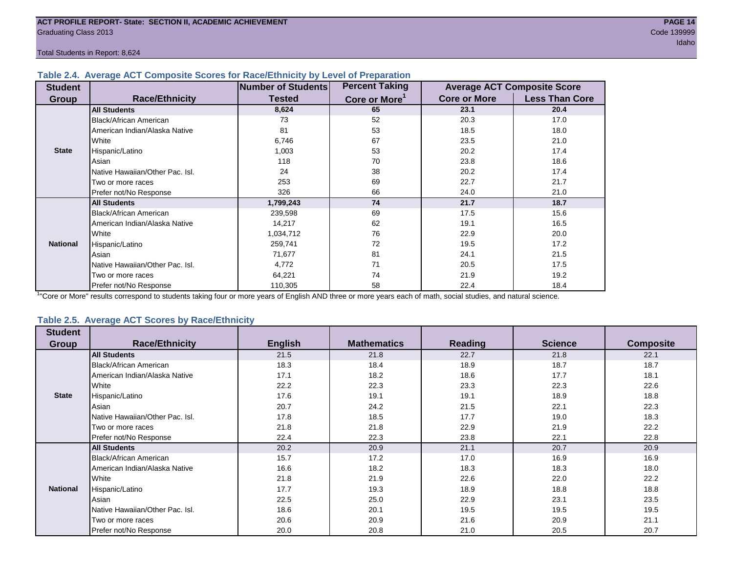**ACT PROFILE REPORT- State: SECTION II, ACADEMIC ACHIEVEMENT**
Graduating Class 2013
Code 139999
Idaho

Total Students in Report: 8,624

### Table 2.4. Average ACT Composite Scores for Race/Ethnicity by Level of Preparation

| Student Group | Race/Ethnicity | Number of Students Tested | Percent Taking Core or More[1] | Average ACT Composite Score | |
|---|---|---|---|---|---|
| | | | | Core or More | Less Than Core |
| State | **All Students** | **8,624** | **65** | **23.1** | **20.4** |
| | Black/African American | 73 | 52 | 20.3 | 17.0 |
| | American Indian/Alaska Native | 81 | 53 | 18.5 | 18.0 |
| | White | 6,746 | 67 | 23.5 | 21.0 |
| | Hispanic/Latino | 1,003 | 53 | 20.2 | 17.4 |
| | Asian | 118 | 70 | 23.8 | 18.6 |
| | Native Hawaiian/Other Pac. Isl. | 24 | 38 | 20.2 | 17.4 |
| | Two or more races | 253 | 69 | 22.7 | 21.7 |
| | Prefer not/No Response | 326 | 66 | 24.0 | 21.0 |
| National | **All Students** | **1,799,243** | **74** | **21.7** | **18.7** |
| | Black/African American | 239,598 | 69 | 17.5 | 15.6 |
| | American Indian/Alaska Native | 14,217 | 62 | 19.1 | 16.5 |
| | White | 1,034,712 | 76 | 22.9 | 20.0 |
| | Hispanic/Latino | 259,741 | 72 | 19.5 | 17.2 |
| | Asian | 71,677 | 81 | 24.1 | 21.5 |
| | Native Hawaiian/Other Pac. Isl. | 4,772 | 71 | 20.5 | 17.5 |
| | Two or more races | 64,221 | 74 | 21.9 | 19.2 |
| | Prefer not/No Response | 110,305 | 58 | 22.4 | 18.4 |

[1]"Core or More" results correspond to students taking four or more years of English AND three or more years each of math, social studies, and natural science.

### Table 2.5. Average ACT Scores by Race/Ethnicity

| Student Group | Race/Ethnicity | English | Mathematics | Reading | Science | Composite |
|---|---|---|---|---|---|---|
| State | **All Students** | 21.5 | 21.8 | 22.7 | 21.8 | 22.1 |
| | Black/African American | 18.3 | 18.4 | 18.9 | 18.7 | 18.7 |
| | American Indian/Alaska Native | 17.1 | 18.2 | 18.6 | 17.7 | 18.1 |
| | White | 22.2 | 22.3 | 23.3 | 22.3 | 22.6 |
| | Hispanic/Latino | 17.6 | 19.1 | 19.1 | 18.9 | 18.8 |
| | Asian | 20.7 | 24.2 | 21.5 | 22.1 | 22.3 |
| | Native Hawaiian/Other Pac. Isl. | 17.8 | 18.5 | 17.7 | 19.0 | 18.3 |
| | Two or more races | 21.8 | 21.8 | 22.9 | 21.9 | 22.2 |
| | Prefer not/No Response | 22.4 | 22.3 | 23.8 | 22.1 | 22.8 |
| National | **All Students** | 20.2 | 20.9 | 21.1 | 20.7 | 20.9 |
| | Black/African American | 15.7 | 17.2 | 17.0 | 16.9 | 16.9 |
| | American Indian/Alaska Native | 16.6 | 18.2 | 18.3 | 18.3 | 18.0 |
| | White | 21.8 | 21.9 | 22.6 | 22.0 | 22.2 |
| | Hispanic/Latino | 17.7 | 19.3 | 18.9 | 18.8 | 18.8 |
| | Asian | 22.5 | 25.0 | 22.9 | 23.1 | 23.5 |
| | Native Hawaiian/Other Pac. Isl. | 18.6 | 20.1 | 19.5 | 19.5 | 19.5 |
| | Two or more races | 20.6 | 20.9 | 21.6 | 20.9 | 21.1 |
| | Prefer not/No Response | 20.0 | 20.8 | 21.0 | 20.5 | 20.7 |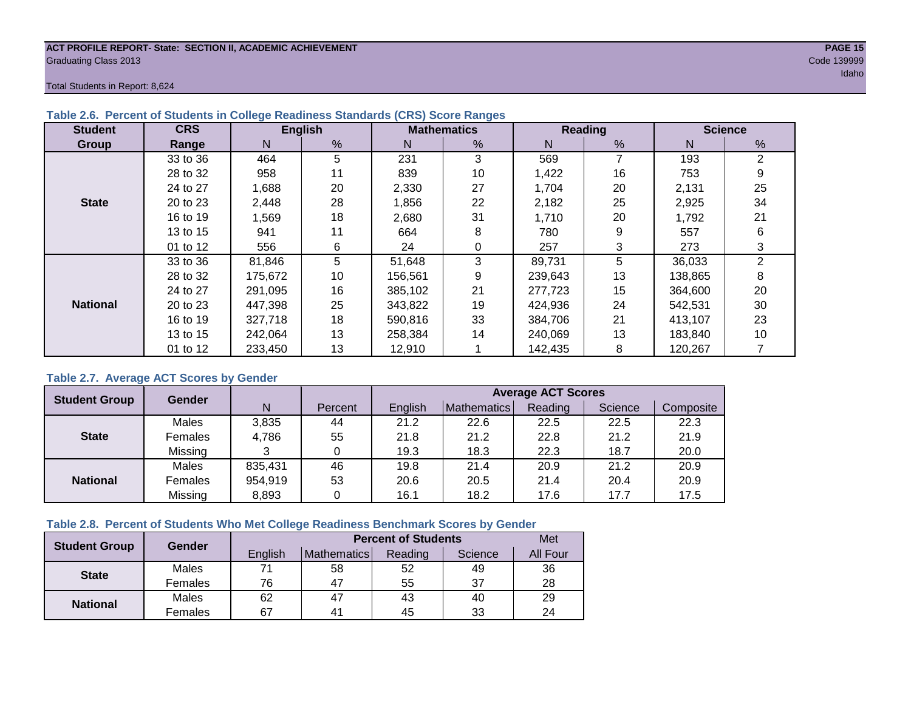**ACT PROFILE REPORT- State: SECTION II, ACADEMIC ACHIEVEMENT**
Graduating Class 2013
Code 139999
Idaho

Total Students in Report: 8,624

### Table 2.6. Percent of Students in College Readiness Standards (CRS) Score Ranges

| Student Group | CRS Range | English | | Mathematics | | Reading | | Science | |
|---|---|---|---|---|---|---|---|---|---|
| | | N | % | N | % | N | % | N | % |
| State | 33 to 36 | 464 | 5 | 231 | 3 | 569 | 7 | 193 | 2 |
| | 28 to 32 | 958 | 11 | 839 | 10 | 1,422 | 16 | 753 | 9 |
| | 24 to 27 | 1,688 | 20 | 2,330 | 27 | 1,704 | 20 | 2,131 | 25 |
| | 20 to 23 | 2,448 | 28 | 1,856 | 22 | 2,182 | 25 | 2,925 | 34 |
| | 16 to 19 | 1,569 | 18 | 2,680 | 31 | 1,710 | 20 | 1,792 | 21 |
| | 13 to 15 | 941 | 11 | 664 | 8 | 780 | 9 | 557 | 6 |
| | 01 to 12 | 556 | 6 | 24 | 0 | 257 | 3 | 273 | 3 |
| National | 33 to 36 | 81,846 | 5 | 51,648 | 3 | 89,731 | 5 | 36,033 | 2 |
| | 28 to 32 | 175,672 | 10 | 156,561 | 9 | 239,643 | 13 | 138,865 | 8 |
| | 24 to 27 | 291,095 | 16 | 385,102 | 21 | 277,723 | 15 | 364,600 | 20 |
| | 20 to 23 | 447,398 | 25 | 343,822 | 19 | 424,936 | 24 | 542,531 | 30 |
| | 16 to 19 | 327,718 | 18 | 590,816 | 33 | 384,706 | 21 | 413,107 | 23 |
| | 13 to 15 | 242,064 | 13 | 258,384 | 14 | 240,069 | 13 | 183,840 | 10 |
| | 01 to 12 | 233,450 | 13 | 12,910 | 1 | 142,435 | 8 | 120,267 | 7 |

### Table 2.7. Average ACT Scores by Gender

| Student Group | Gender | N | Percent | Average ACT Scores | | | | |
|---|---|---|---|---|---|---|---|---|
| | | | | English | Mathematics | Reading | Science | Composite |
| State | Males | 3,835 | 44 | 21.2 | 22.6 | 22.5 | 22.5 | 22.3 |
| | Females | 4,786 | 55 | 21.8 | 21.2 | 22.8 | 21.2 | 21.9 |
| | Missing | 3 | 0 | 19.3 | 18.3 | 22.3 | 18.7 | 20.0 |
| National | Males | 835,431 | 46 | 19.8 | 21.4 | 20.9 | 21.2 | 20.9 |
| | Females | 954,919 | 53 | 20.6 | 20.5 | 21.4 | 20.4 | 20.9 |
| | Missing | 8,893 | 0 | 16.1 | 18.2 | 17.6 | 17.7 | 17.5 |

### Table 2.8. Percent of Students Who Met College Readiness Benchmark Scores by Gender

| Student Group | Gender | Percent of Students | | | | Met |
|---|---|---|---|---|---|---|
| | | English | Mathematics | Reading | Science | All Four |
| State | Males | 71 | 58 | 52 | 49 | 36 |
| | Females | 76 | 47 | 55 | 37 | 28 |
| National | Males | 62 | 47 | 43 | 40 | 29 |
| | Females | 67 | 41 | 45 | 33 | 24 |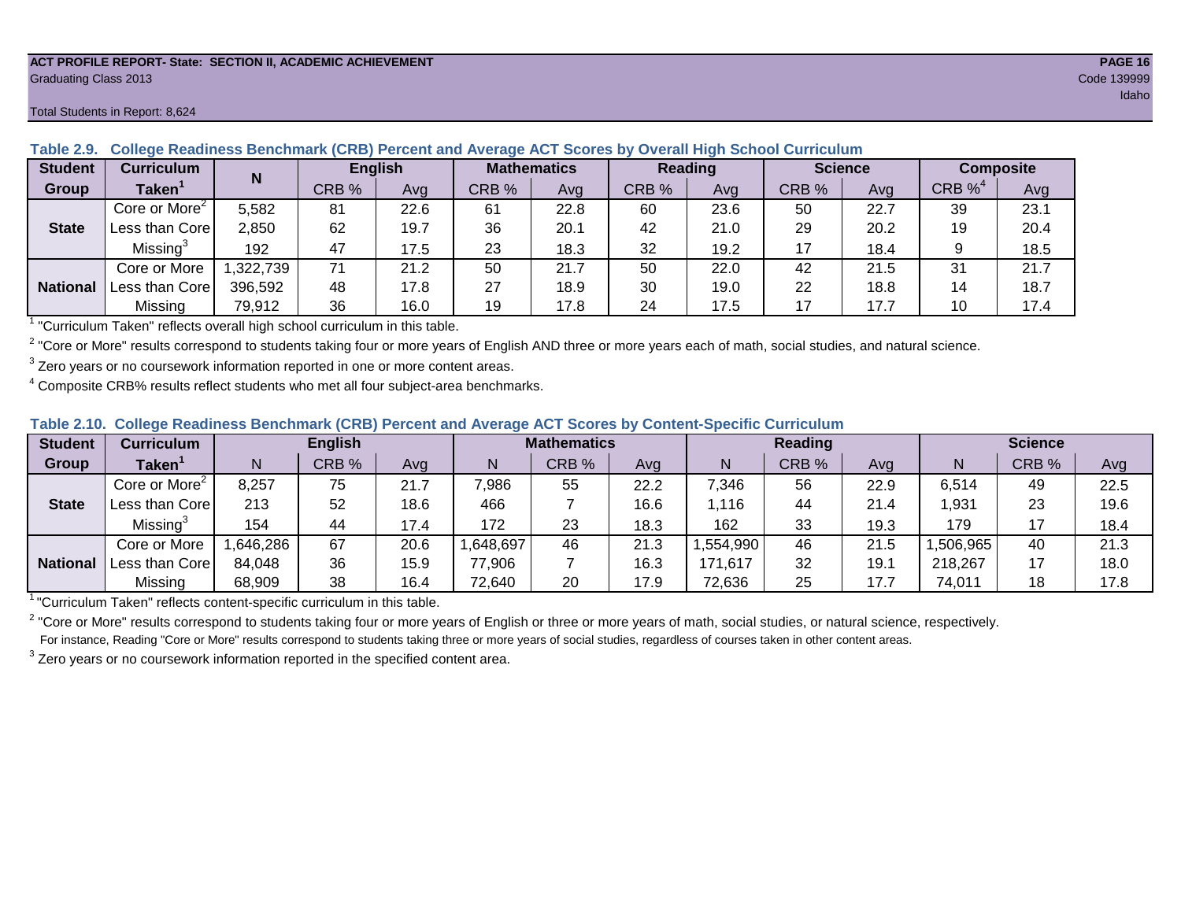ACT PROFILE REPORT- State: SECTION II, ACADEMIC ACHIEVEMENT
Graduating Class 2013

Code 139999
Idaho

Total Students in Report: 8,624

### Table 2.9. College Readiness Benchmark (CRB) Percent and Average ACT Scores by Overall High School Curriculum

| Student Group | Curriculum Taken[1] | N | English | | Mathematics | | Reading | | Science | | Composite | |
|---|---|---|---|---|---|---|---|---|---|---|---|---|
| | | | CRB % | Avg | CRB % | Avg | CRB % | Avg | CRB % | Avg | CRB %[4] | Avg |
| State | Core or More[2] | 5,582 | 81 | 22.6 | 61 | 22.8 | 60 | 23.6 | 50 | 22.7 | 39 | 23.1 |
| | Less than Core | 2,850 | 62 | 19.7 | 36 | 20.1 | 42 | 21.0 | 29 | 20.2 | 19 | 20.4 |
| | Missing[3] | 192 | 47 | 17.5 | 23 | 18.3 | 32 | 19.2 | 17 | 18.4 | 9 | 18.5 |
| National | Core or More | 1,322,739 | 71 | 21.2 | 50 | 21.7 | 50 | 22.0 | 42 | 21.5 | 31 | 21.7 |
| | Less than Core | 396,592 | 48 | 17.8 | 27 | 18.9 | 30 | 19.0 | 22 | 18.8 | 14 | 18.7 |
| | Missing | 79,912 | 36 | 16.0 | 19 | 17.8 | 24 | 17.5 | 17 | 17.7 | 10 | 17.4 |

[1] "Curriculum Taken" reflects overall high school curriculum in this table.

[2] "Core or More" results correspond to students taking four or more years of English AND three or more years each of math, social studies, and natural science.

[3] Zero years or no coursework information reported in one or more content areas.

[4] Composite CRB% results reflect students who met all four subject-area benchmarks.

### Table 2.10. College Readiness Benchmark (CRB) Percent and Average ACT Scores by Content-Specific Curriculum

| Student Group | Curriculum Taken[1] | English | | | Mathematics | | | Reading | | | Science | | |
|---|---|---|---|---|---|---|---|---|---|---|---|---|---|
| | | N | CRB % | Avg | N | CRB % | Avg | N | CRB % | Avg | N | CRB % | Avg |
| State | Core or More[2] | 8,257 | 75 | 21.7 | 7,986 | 55 | 22.2 | 7,346 | 56 | 22.9 | 6,514 | 49 | 22.5 |
| | Less than Core | 213 | 52 | 18.6 | 466 | 7 | 16.6 | 1,116 | 44 | 21.4 | 1,931 | 23 | 19.6 |
| | Missing[3] | 154 | 44 | 17.4 | 172 | 23 | 18.3 | 162 | 33 | 19.3 | 179 | 17 | 18.4 |
| National | Core or More | 1,646,286 | 67 | 20.6 | 1,648,697 | 46 | 21.3 | 1,554,990 | 46 | 21.5 | 1,506,965 | 40 | 21.3 |
| | Less than Core | 84,048 | 36 | 15.9 | 77,906 | 7 | 16.3 | 171,617 | 32 | 19.1 | 218,267 | 17 | 18.0 |
| | Missing | 68,909 | 38 | 16.4 | 72,640 | 20 | 17.9 | 72,636 | 25 | 17.7 | 74,011 | 18 | 17.8 |

[1] "Curriculum Taken" reflects content-specific curriculum in this table.

[2] "Core or More" results correspond to students taking four or more years of English or three or more years of math, social studies, or natural science, respectively.
For instance, Reading "Core or More" results correspond to students taking three or more years of social studies, regardless of courses taken in other content areas.

[3] Zero years or no coursework information reported in the specified content area.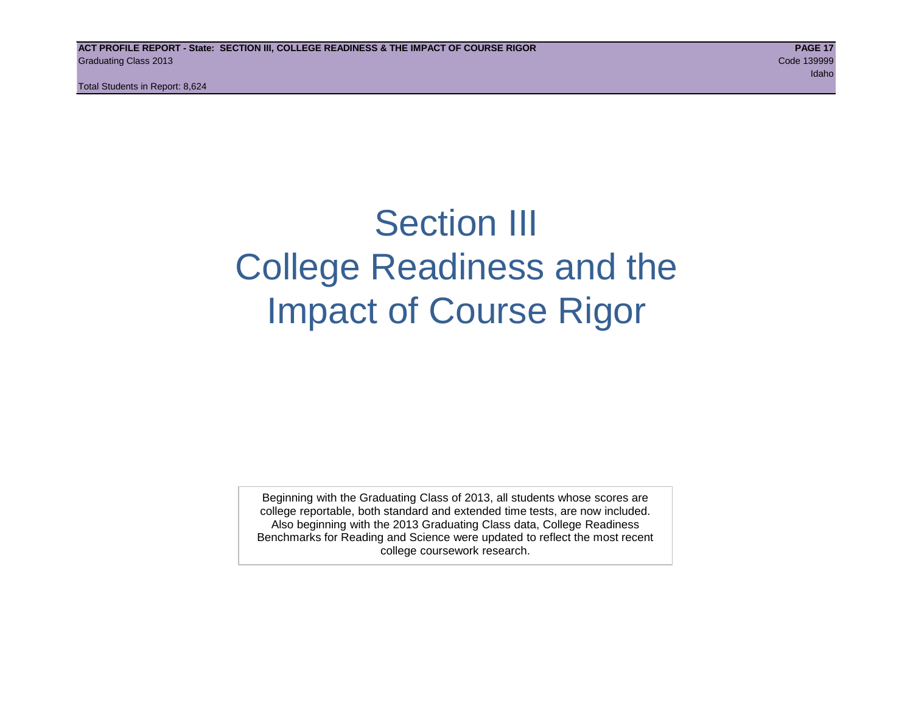# Section III
# College Readiness and the Impact of Course Rigor

Beginning with the Graduating Class of 2013, all students whose scores are college reportable, both standard and extended time tests, are now included. Also beginning with the 2013 Graduating Class data, College Readiness Benchmarks for Reading and Science were updated to reflect the most recent college coursework research.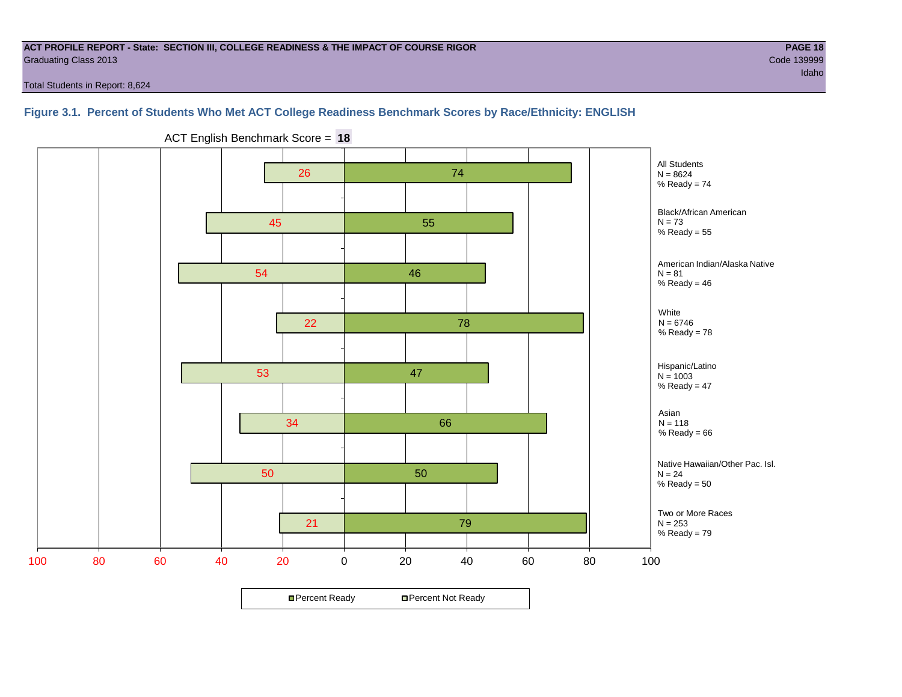**ACT PROFILE REPORT - State: SECTION III, COLLEGE READINESS & THE IMPACT OF COURSE RIGOR**
Graduating Class 2013

Code 139999
Idaho

Total Students in Report: 8,624

### Figure 3.1. Percent of Students Who Met ACT College Readiness Benchmark Scores by Race/Ethnicity: ENGLISH

ACT English Benchmark Score = **18**

| Group | N | Percent Not Ready | Percent Ready |
|---|---|---|---|
| All Students | 8624 | 26 | 74 |
| Black/African American | 73 | 45 | 55 |
| American Indian/Alaska Native | 81 | 54 | 46 |
| White | 6746 | 22 | 78 |
| Hispanic/Latino | 1003 | 53 | 47 |
| Asian | 118 | 34 | 66 |
| Native Hawaiian/Other Pac. Isl. | 24 | 50 | 50 |
| Two or More Races | 253 | 21 | 79 |

Percent Ready    Percent Not Ready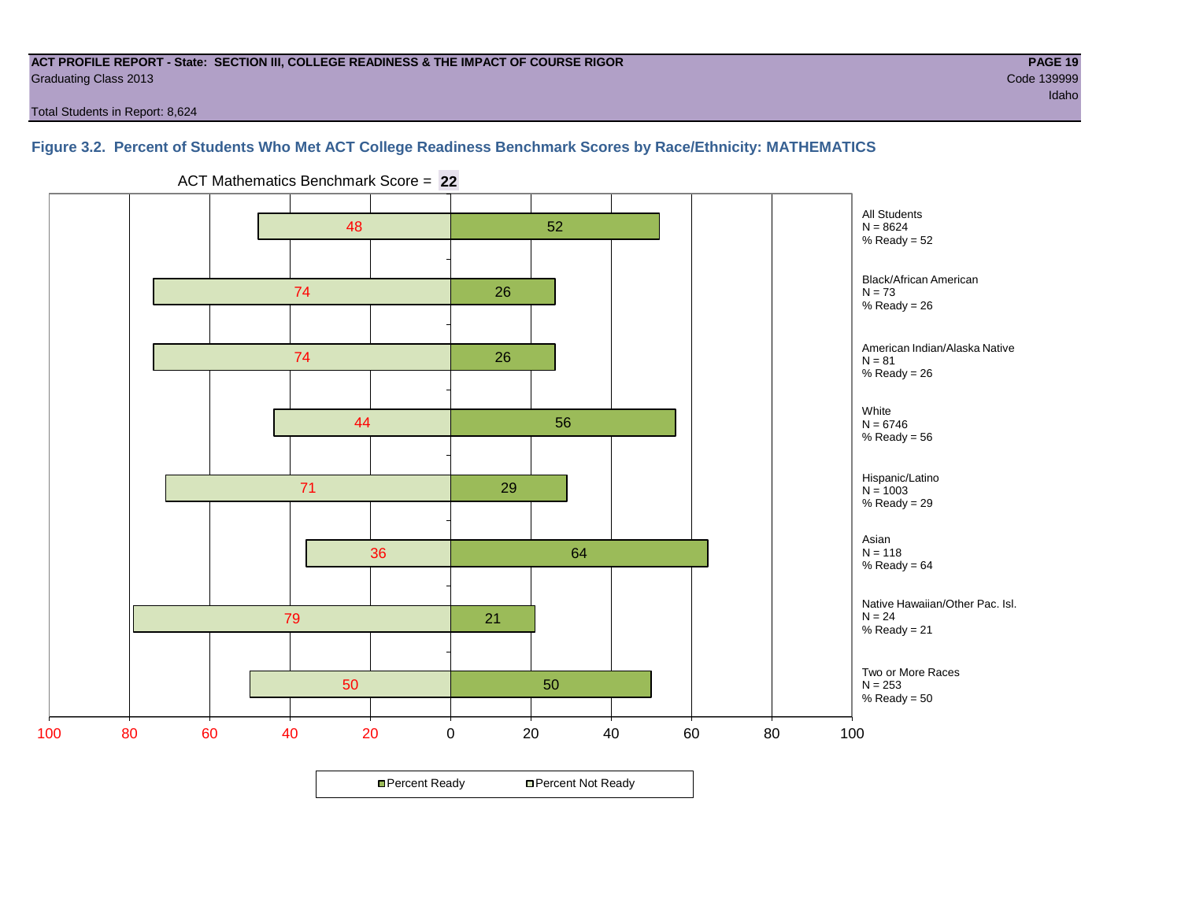**ACT PROFILE REPORT - State: SECTION III, COLLEGE READINESS & THE IMPACT OF COURSE RIGOR**
Graduating Class 2013

Code 139999
Idaho

Total Students in Report: 8,624

### Figure 3.2. Percent of Students Who Met ACT College Readiness Benchmark Scores by Race/Ethnicity: MATHEMATICS

ACT Mathematics Benchmark Score = **22**

| Group | N | Percent Not Ready | Percent Ready |
|---|---|---|---|
| All Students | 8624 | 48 | 52 |
| Black/African American | 73 | 74 | 26 |
| American Indian/Alaska Native | 81 | 74 | 26 |
| White | 6746 | 44 | 56 |
| Hispanic/Latino | 1003 | 71 | 29 |
| Asian | 118 | 36 | 64 |
| Native Hawaiian/Other Pac. Isl. | 24 | 79 | 21 |
| Two or More Races | 253 | 50 | 50 |

Percent Ready / Percent Not Ready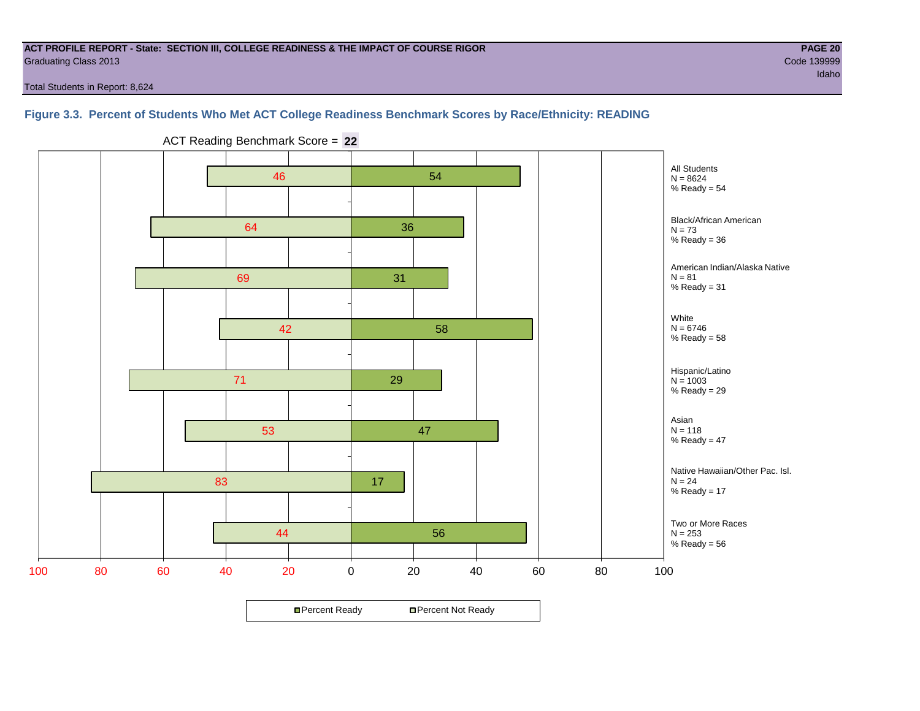**ACT PROFILE REPORT - State: SECTION III, COLLEGE READINESS & THE IMPACT OF COURSE RIGOR**
Graduating Class 2013

**PAGE 20**
Code 139999
Idaho

Total Students in Report: 8,624

### Figure 3.3. Percent of Students Who Met ACT College Readiness Benchmark Scores by Race/Ethnicity: READING

ACT Reading Benchmark Score = **22**

| Group | N | Percent Not Ready | Percent Ready |
|---|---|---|---|
| All Students | 8624 | 46 | 54 |
| Black/African American | 73 | 64 | 36 |
| American Indian/Alaska Native | 81 | 69 | 31 |
| White | 6746 | 42 | 58 |
| Hispanic/Latino | 1003 | 71 | 29 |
| Asian | 118 | 53 | 47 |
| Native Hawaiian/Other Pac. Isl. | 24 | 83 | 17 |
| Two or More Races | 253 | 44 | 56 |

All Students
N = 8624
% Ready = 54

Black/African American
N = 73
% Ready = 36

American Indian/Alaska Native
N = 81
% Ready = 31

White
N = 6746
% Ready = 58

Hispanic/Latino
N = 1003
% Ready = 29

Asian
N = 118
% Ready = 47

Native Hawaiian/Other Pac. Isl.
N = 24
% Ready = 17

Two or More Races
N = 253
% Ready = 56

Percent Ready | Percent Not Ready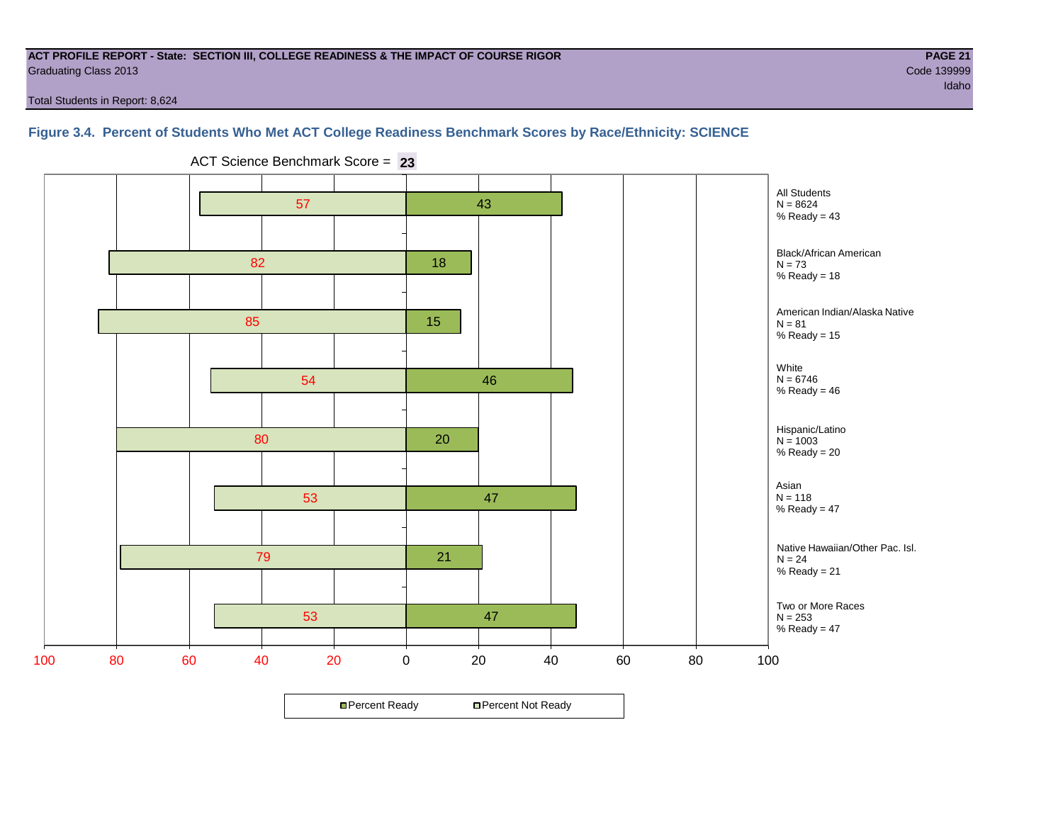ACT PROFILE REPORT - State: SECTION III, COLLEGE READINESS & THE IMPACT OF COURSE RIGOR
Graduating Class 2013
Code 139999
Idaho
Total Students in Report: 8,624

### Figure 3.4. Percent of Students Who Met ACT College Readiness Benchmark Scores by Race/Ethnicity: SCIENCE

ACT Science Benchmark Score = **23**

| Group | N | Percent Not Ready | Percent Ready |
|---|---|---|---|
| All Students | 8624 | 57 | 43 |
| Black/African American | 73 | 82 | 18 |
| American Indian/Alaska Native | 81 | 85 | 15 |
| White | 6746 | 54 | 46 |
| Hispanic/Latino | 1003 | 80 | 20 |
| Asian | 118 | 53 | 47 |
| Native Hawaiian/Other Pac. Isl. | 24 | 79 | 21 |
| Two or More Races | 253 | 53 | 47 |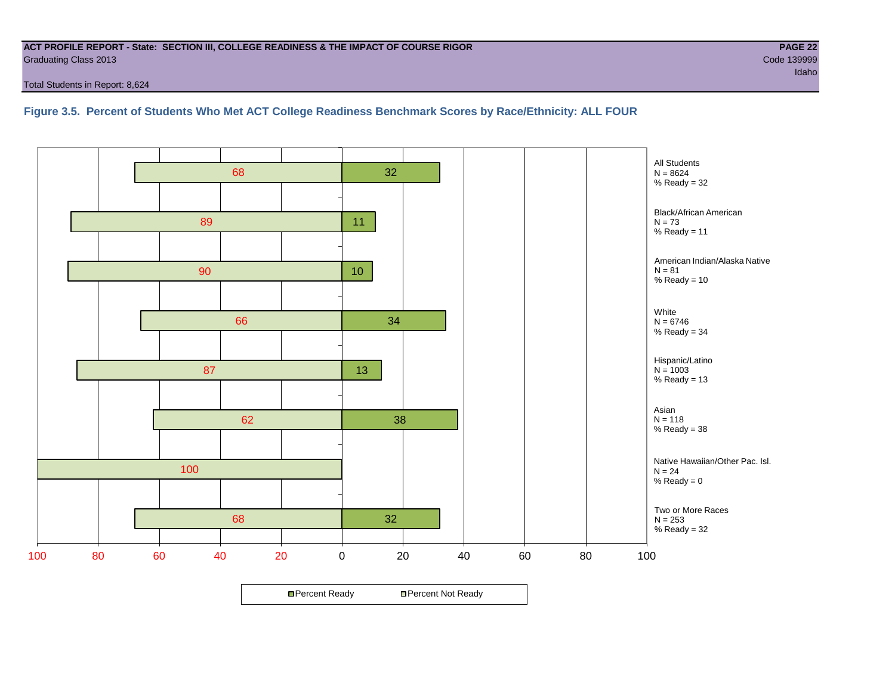**ACT PROFILE REPORT - State: SECTION III, COLLEGE READINESS & THE IMPACT OF COURSE RIGOR**

Graduating Class 2013

Code 139999

Idaho

Total Students in Report: 8,624

### Figure 3.5. Percent of Students Who Met ACT College Readiness Benchmark Scores by Race/Ethnicity: ALL FOUR

| Group | N | Percent Not Ready | Percent Ready |
|---|---|---|---|
| All Students | 8624 | 68 | 32 |
| Black/African American | 73 | 89 | 11 |
| American Indian/Alaska Native | 81 | 90 | 10 |
| White | 6746 | 66 | 34 |
| Hispanic/Latino | 1003 | 87 | 13 |
| Asian | 118 | 62 | 38 |
| Native Hawaiian/Other Pac. Isl. | 24 | 100 | 0 |
| Two or More Races | 253 | 68 | 32 |

Percent Ready    Percent Not Ready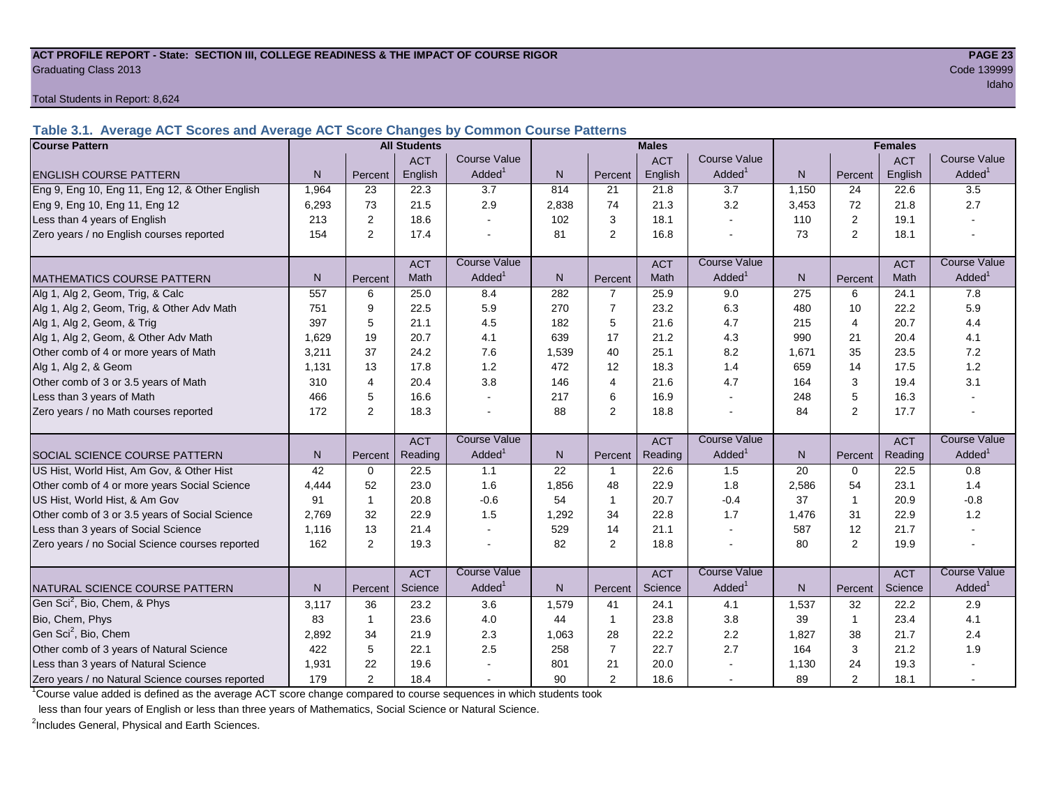**ACT PROFILE REPORT - State: SECTION III, COLLEGE READINESS & THE IMPACT OF COURSE RIGOR**
Graduating Class 2013
Code 139999
Idaho

Total Students in Report: 8,624

### Table 3.1. Average ACT Scores and Average ACT Score Changes by Common Course Patterns

| Course Pattern | All Students | | | | Males | | | | Females | | | |
|---|---|---|---|---|---|---|---|---|---|---|---|---|
| ENGLISH COURSE PATTERN | N | Percent | ACT English | Course Value Added[1] | N | Percent | ACT English | Course Value Added[1] | N | Percent | ACT English | Course Value Added[1] |
| Eng 9, Eng 10, Eng 11, Eng 12, & Other English | 1,964 | 23 | 22.3 | 3.7 | 814 | 21 | 21.8 | 3.7 | 1,150 | 24 | 22.6 | 3.5 |
| Eng 9, Eng 10, Eng 11, Eng 12 | 6,293 | 73 | 21.5 | 2.9 | 2,838 | 74 | 21.3 | 3.2 | 3,453 | 72 | 21.8 | 2.7 |
| Less than 4 years of English | 213 | 2 | 18.6 | - | 102 | 3 | 18.1 | - | 110 | 2 | 19.1 | - |
| Zero years / no English courses reported | 154 | 2 | 17.4 | - | 81 | 2 | 16.8 | - | 73 | 2 | 18.1 | - |
| MATHEMATICS COURSE PATTERN | N | Percent | ACT Math | Course Value Added[1] | N | Percent | ACT Math | Course Value Added[1] | N | Percent | ACT Math | Course Value Added[1] |
| Alg 1, Alg 2, Geom, Trig, & Calc | 557 | 6 | 25.0 | 8.4 | 282 | 7 | 25.9 | 9.0 | 275 | 6 | 24.1 | 7.8 |
| Alg 1, Alg 2, Geom, Trig, & Other Adv Math | 751 | 9 | 22.5 | 5.9 | 270 | 7 | 23.2 | 6.3 | 480 | 10 | 22.2 | 5.9 |
| Alg 1, Alg 2, Geom, & Trig | 397 | 5 | 21.1 | 4.5 | 182 | 5 | 21.6 | 4.7 | 215 | 4 | 20.7 | 4.4 |
| Alg 1, Alg 2, Geom, & Other Adv Math | 1,629 | 19 | 20.7 | 4.1 | 639 | 17 | 21.2 | 4.3 | 990 | 21 | 20.4 | 4.1 |
| Other comb of 4 or more years of Math | 3,211 | 37 | 24.2 | 7.6 | 1,539 | 40 | 25.1 | 8.2 | 1,671 | 35 | 23.5 | 7.2 |
| Alg 1, Alg 2, & Geom | 1,131 | 13 | 17.8 | 1.2 | 472 | 12 | 18.3 | 1.4 | 659 | 14 | 17.5 | 1.2 |
| Other comb of 3 or 3.5 years of Math | 310 | 4 | 20.4 | 3.8 | 146 | 4 | 21.6 | 4.7 | 164 | 3 | 19.4 | 3.1 |
| Less than 3 years of Math | 466 | 5 | 16.6 | - | 217 | 6 | 16.9 | - | 248 | 5 | 16.3 | - |
| Zero years / no Math courses reported | 172 | 2 | 18.3 | - | 88 | 2 | 18.8 | - | 84 | 2 | 17.7 | - |
| SOCIAL SCIENCE COURSE PATTERN | N | Percent | ACT Reading | Course Value Added[1] | N | Percent | ACT Reading | Course Value Added[1] | N | Percent | ACT Reading | Course Value Added[1] |
| US Hist, World Hist, Am Gov, & Other Hist | 42 | 0 | 22.5 | 1.1 | 22 | 1 | 22.6 | 1.5 | 20 | 0 | 22.5 | 0.8 |
| Other comb of 4 or more years Social Science | 4,444 | 52 | 23.0 | 1.6 | 1,856 | 48 | 22.9 | 1.8 | 2,586 | 54 | 23.1 | 1.4 |
| US Hist, World Hist, & Am Gov | 91 | 1 | 20.8 | -0.6 | 54 | 1 | 20.7 | -0.4 | 37 | 1 | 20.9 | -0.8 |
| Other comb of 3 or 3.5 years of Social Science | 2,769 | 32 | 22.9 | 1.5 | 1,292 | 34 | 22.8 | 1.7 | 1,476 | 31 | 22.9 | 1.2 |
| Less than 3 years of Social Science | 1,116 | 13 | 21.4 | - | 529 | 14 | 21.1 | - | 587 | 12 | 21.7 | - |
| Zero years / no Social Science courses reported | 162 | 2 | 19.3 | - | 82 | 2 | 18.8 | - | 80 | 2 | 19.9 | - |
| NATURAL SCIENCE COURSE PATTERN | N | Percent | ACT Science | Course Value Added[1] | N | Percent | ACT Science | Course Value Added[1] | N | Percent | ACT Science | Course Value Added[1] |
| Gen Sci[2], Bio, Chem, & Phys | 3,117 | 36 | 23.2 | 3.6 | 1,579 | 41 | 24.1 | 4.1 | 1,537 | 32 | 22.2 | 2.9 |
| Bio, Chem, Phys | 83 | 1 | 23.6 | 4.0 | 44 | 1 | 23.8 | 3.8 | 39 | 1 | 23.4 | 4.1 |
| Gen Sci[2], Bio, Chem | 2,892 | 34 | 21.9 | 2.3 | 1,063 | 28 | 22.2 | 2.2 | 1,827 | 38 | 21.7 | 2.4 |
| Other comb of 3 years of Natural Science | 422 | 5 | 22.1 | 2.5 | 258 | 7 | 22.7 | 2.7 | 164 | 3 | 21.2 | 1.9 |
| Less than 3 years of Natural Science | 1,931 | 22 | 19.6 | - | 801 | 21 | 20.0 | - | 1,130 | 24 | 19.3 | - |
| Zero years / no Natural Science courses reported | 179 | 2 | 18.4 | - | 90 | 2 | 18.6 | - | 89 | 2 | 18.1 | - |

[1]Course value added is defined as the average ACT score change compared to course sequences in which students took less than four years of English or less than three years of Mathematics, Social Science or Natural Science.

[2]Includes General, Physical and Earth Sciences.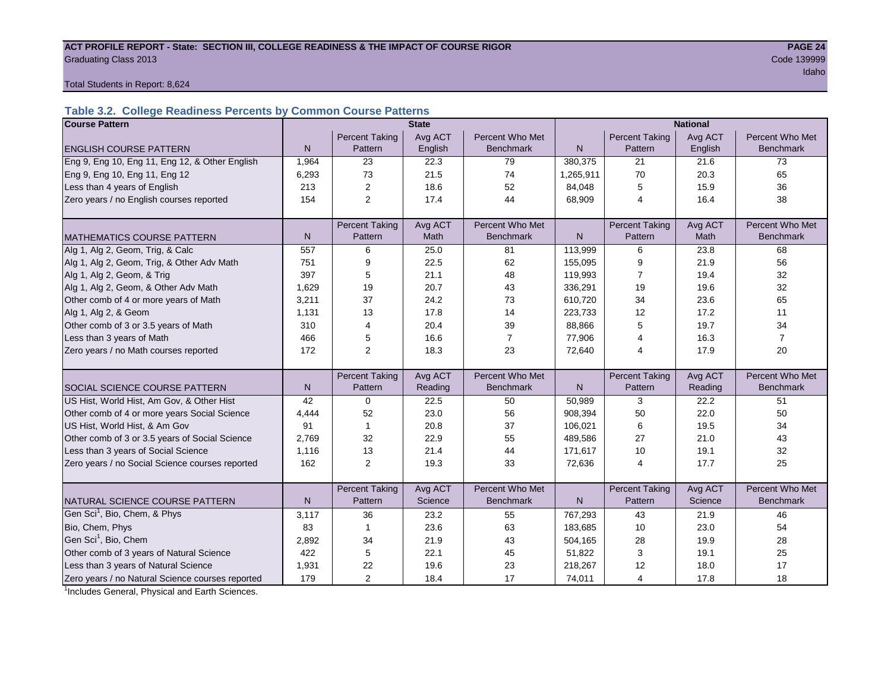**ACT PROFILE REPORT - State: SECTION III, COLLEGE READINESS & THE IMPACT OF COURSE RIGOR**

Graduating Class 2013

Code 139999

Idaho

Total Students in Report: 8,624

### Table 3.2. College Readiness Percents by Common Course Patterns

| Course Pattern | State | | | | National | | | |
|---|---|---|---|---|---|---|---|---|
| ENGLISH COURSE PATTERN | N | Percent Taking Pattern | Avg ACT English | Percent Who Met Benchmark | N | Percent Taking Pattern | Avg ACT English | Percent Who Met Benchmark |
| Eng 9, Eng 10, Eng 11, Eng 12, & Other English | 1,964 | 23 | 22.3 | 79 | 380,375 | 21 | 21.6 | 73 |
| Eng 9, Eng 10, Eng 11, Eng 12 | 6,293 | 73 | 21.5 | 74 | 1,265,911 | 70 | 20.3 | 65 |
| Less than 4 years of English | 213 | 2 | 18.6 | 52 | 84,048 | 5 | 15.9 | 36 |
| Zero years / no English courses reported | 154 | 2 | 17.4 | 44 | 68,909 | 4 | 16.4 | 38 |
| MATHEMATICS COURSE PATTERN | N | Percent Taking Pattern | Avg ACT Math | Percent Who Met Benchmark | N | Percent Taking Pattern | Avg ACT Math | Percent Who Met Benchmark |
| Alg 1, Alg 2, Geom, Trig, & Calc | 557 | 6 | 25.0 | 81 | 113,999 | 6 | 23.8 | 68 |
| Alg 1, Alg 2, Geom, Trig, & Other Adv Math | 751 | 9 | 22.5 | 62 | 155,095 | 9 | 21.9 | 56 |
| Alg 1, Alg 2, Geom, & Trig | 397 | 5 | 21.1 | 48 | 119,993 | 7 | 19.4 | 32 |
| Alg 1, Alg 2, Geom, & Other Adv Math | 1,629 | 19 | 20.7 | 43 | 336,291 | 19 | 19.6 | 32 |
| Other comb of 4 or more years of Math | 3,211 | 37 | 24.2 | 73 | 610,720 | 34 | 23.6 | 65 |
| Alg 1, Alg 2, & Geom | 1,131 | 13 | 17.8 | 14 | 223,733 | 12 | 17.2 | 11 |
| Other comb of 3 or 3.5 years of Math | 310 | 4 | 20.4 | 39 | 88,866 | 5 | 19.7 | 34 |
| Less than 3 years of Math | 466 | 5 | 16.6 | 7 | 77,906 | 4 | 16.3 | 7 |
| Zero years / no Math courses reported | 172 | 2 | 18.3 | 23 | 72,640 | 4 | 17.9 | 20 |
| SOCIAL SCIENCE COURSE PATTERN | N | Percent Taking Pattern | Avg ACT Reading | Percent Who Met Benchmark | N | Percent Taking Pattern | Avg ACT Reading | Percent Who Met Benchmark |
| US Hist, World Hist, Am Gov, & Other Hist | 42 | 0 | 22.5 | 50 | 50,989 | 3 | 22.2 | 51 |
| Other comb of 4 or more years Social Science | 4,444 | 52 | 23.0 | 56 | 908,394 | 50 | 22.0 | 50 |
| US Hist, World Hist, & Am Gov | 91 | 1 | 20.8 | 37 | 106,021 | 6 | 19.5 | 34 |
| Other comb of 3 or 3.5 years of Social Science | 2,769 | 32 | 22.9 | 55 | 489,586 | 27 | 21.0 | 43 |
| Less than 3 years of Social Science | 1,116 | 13 | 21.4 | 44 | 171,617 | 10 | 19.1 | 32 |
| Zero years / no Social Science courses reported | 162 | 2 | 19.3 | 33 | 72,636 | 4 | 17.7 | 25 |
| NATURAL SCIENCE COURSE PATTERN | N | Percent Taking Pattern | Avg ACT Science | Percent Who Met Benchmark | N | Percent Taking Pattern | Avg ACT Science | Percent Who Met Benchmark |
| Gen Sci[1], Bio, Chem, & Phys | 3,117 | 36 | 23.2 | 55 | 767,293 | 43 | 21.9 | 46 |
| Bio, Chem, Phys | 83 | 1 | 23.6 | 63 | 183,685 | 10 | 23.0 | 54 |
| Gen Sci[1], Bio, Chem | 2,892 | 34 | 21.9 | 43 | 504,165 | 28 | 19.9 | 28 |
| Other comb of 3 years of Natural Science | 422 | 5 | 22.1 | 45 | 51,822 | 3 | 19.1 | 25 |
| Less than 3 years of Natural Science | 1,931 | 22 | 19.6 | 23 | 218,267 | 12 | 18.0 | 17 |
| Zero years / no Natural Science courses reported | 179 | 2 | 18.4 | 17 | 74,011 | 4 | 17.8 | 18 |

[1]Includes General, Physical and Earth Sciences.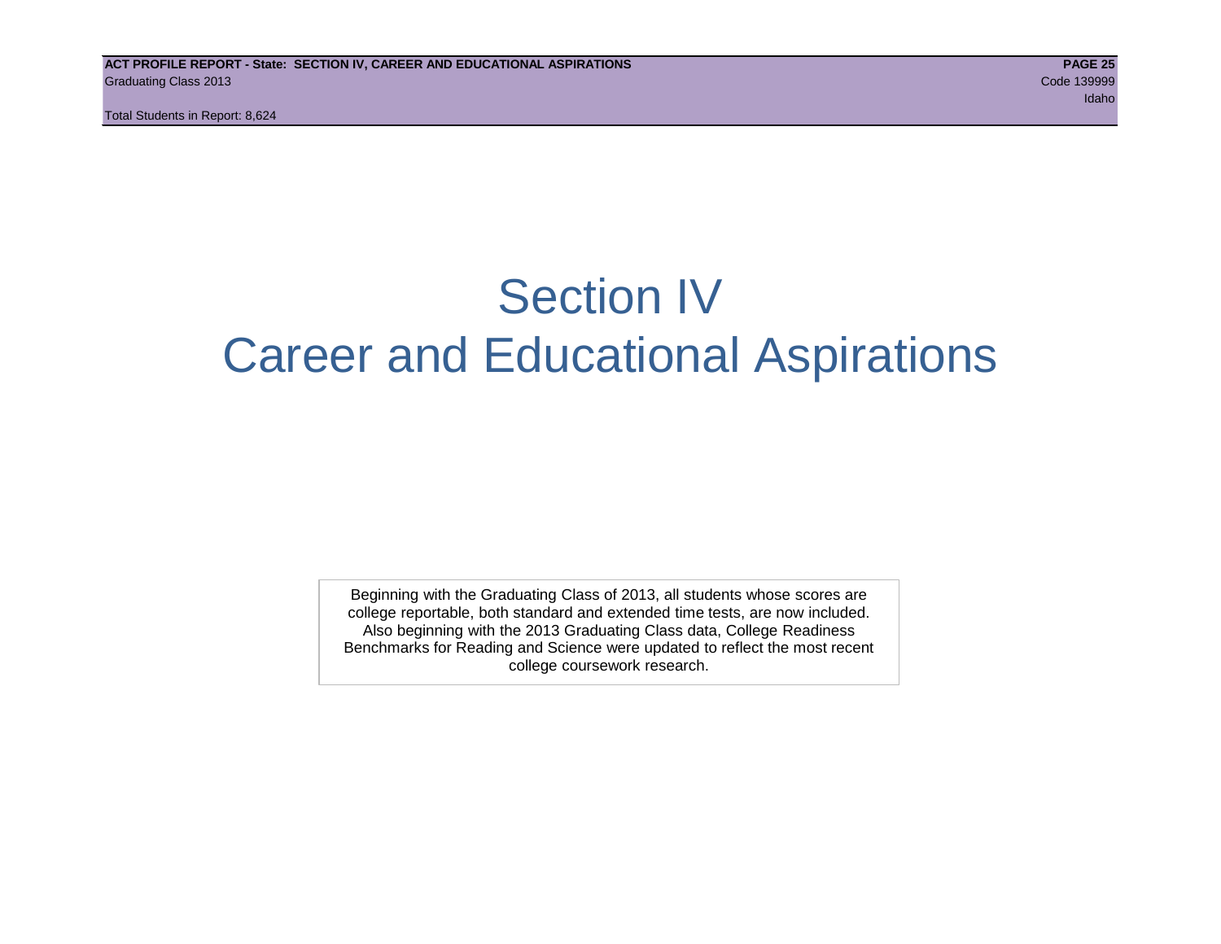# Section IV
# Career and Educational Aspirations

Beginning with the Graduating Class of 2013, all students whose scores are college reportable, both standard and extended time tests, are now included. Also beginning with the 2013 Graduating Class data, College Readiness Benchmarks for Reading and Science were updated to reflect the most recent college coursework research.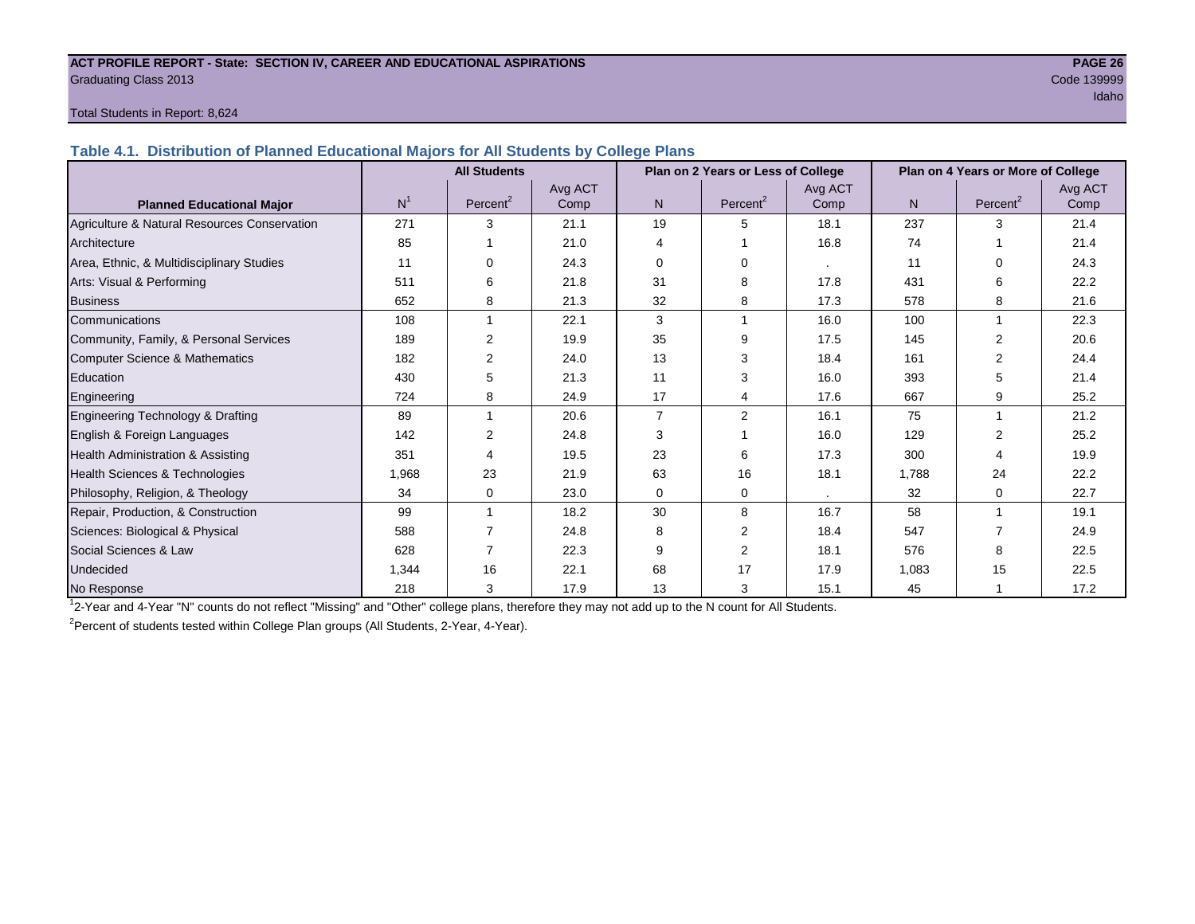**ACT PROFILE REPORT - State: SECTION IV, CAREER AND EDUCATIONAL ASPIRATIONS**
Graduating Class 2013
Code 139999
Idaho

Total Students in Report: 8,624

### Table 4.1. Distribution of Planned Educational Majors for All Students by College Plans

| Planned Educational Major | All Students | | | Plan on 2 Years or Less of College | | | Plan on 4 Years or More of College | | |
|---|---|---|---|---|---|---|---|---|---|
| | N[1] | Percent[2] | Avg ACT Comp | N | Percent[2] | Avg ACT Comp | N | Percent[2] | Avg ACT Comp |
| Agriculture & Natural Resources Conservation | 271 | 3 | 21.1 | 19 | 5 | 18.1 | 237 | 3 | 21.4 |
| Architecture | 85 | 1 | 21.0 | 4 | 1 | 16.8 | 74 | 1 | 21.4 |
| Area, Ethnic, & Multidisciplinary Studies | 11 | 0 | 24.3 | 0 | 0 | . | 11 | 0 | 24.3 |
| Arts: Visual & Performing | 511 | 6 | 21.8 | 31 | 8 | 17.8 | 431 | 6 | 22.2 |
| Business | 652 | 8 | 21.3 | 32 | 8 | 17.3 | 578 | 8 | 21.6 |
| Communications | 108 | 1 | 22.1 | 3 | 1 | 16.0 | 100 | 1 | 22.3 |
| Community, Family, & Personal Services | 189 | 2 | 19.9 | 35 | 9 | 17.5 | 145 | 2 | 20.6 |
| Computer Science & Mathematics | 182 | 2 | 24.0 | 13 | 3 | 18.4 | 161 | 2 | 24.4 |
| Education | 430 | 5 | 21.3 | 11 | 3 | 16.0 | 393 | 5 | 21.4 |
| Engineering | 724 | 8 | 24.9 | 17 | 4 | 17.6 | 667 | 9 | 25.2 |
| Engineering Technology & Drafting | 89 | 1 | 20.6 | 7 | 2 | 16.1 | 75 | 1 | 21.2 |
| English & Foreign Languages | 142 | 2 | 24.8 | 3 | 1 | 16.0 | 129 | 2 | 25.2 |
| Health Administration & Assisting | 351 | 4 | 19.5 | 23 | 6 | 17.3 | 300 | 4 | 19.9 |
| Health Sciences & Technologies | 1,968 | 23 | 21.9 | 63 | 16 | 18.1 | 1,788 | 24 | 22.2 |
| Philosophy, Religion, & Theology | 34 | 0 | 23.0 | 0 | 0 | . | 32 | 0 | 22.7 |
| Repair, Production, & Construction | 99 | 1 | 18.2 | 30 | 8 | 16.7 | 58 | 1 | 19.1 |
| Sciences: Biological & Physical | 588 | 7 | 24.8 | 8 | 2 | 18.4 | 547 | 7 | 24.9 |
| Social Sciences & Law | 628 | 7 | 22.3 | 9 | 2 | 18.1 | 576 | 8 | 22.5 |
| Undecided | 1,344 | 16 | 22.1 | 68 | 17 | 17.9 | 1,083 | 15 | 22.5 |
| No Response | 218 | 3 | 17.9 | 13 | 3 | 15.1 | 45 | 1 | 17.2 |

[1] 2-Year and 4-Year "N" counts do not reflect "Missing" and "Other" college plans, therefore they may not add up to the N count for All Students.

[2] Percent of students tested within College Plan groups (All Students, 2-Year, 4-Year).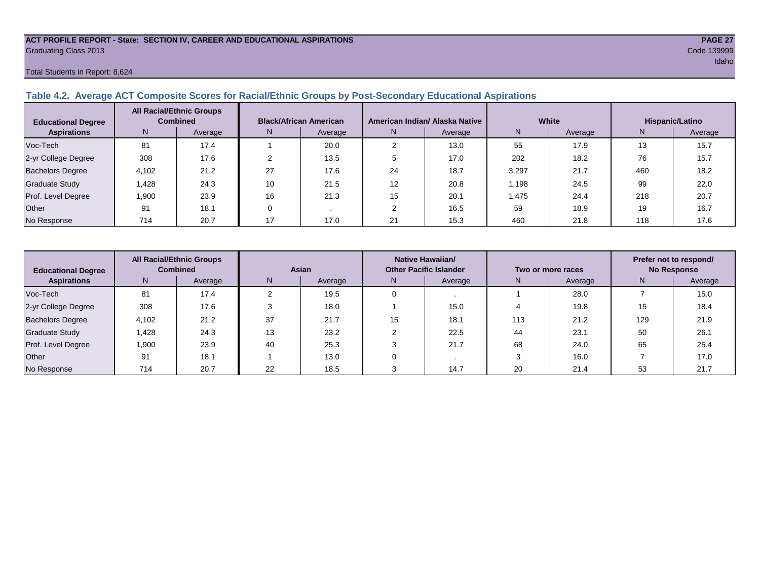**ACT PROFILE REPORT - State: SECTION IV, CAREER AND EDUCATIONAL ASPIRATIONS**
Graduating Class 2013
Code 139999
Idaho

Total Students in Report: 8,624

### Table 4.2. Average ACT Composite Scores for Racial/Ethnic Groups by Post-Secondary Educational Aspirations

| Educational Degree Aspirations | All Racial/Ethnic Groups Combined | | Black/African American | | American Indian/ Alaska Native | | White | | Hispanic/Latino | |
|---|---|---|---|---|---|---|---|---|---|---|
| | N | Average | N | Average | N | Average | N | Average | N | Average |
| Voc-Tech | 81 | 17.4 | 1 | 20.0 | 2 | 13.0 | 55 | 17.9 | 13 | 15.7 |
| 2-yr College Degree | 308 | 17.6 | 2 | 13.5 | 5 | 17.0 | 202 | 18.2 | 76 | 15.7 |
| Bachelors Degree | 4,102 | 21.2 | 27 | 17.6 | 24 | 18.7 | 3,297 | 21.7 | 460 | 18.2 |
| Graduate Study | 1,428 | 24.3 | 10 | 21.5 | 12 | 20.8 | 1,198 | 24.5 | 99 | 22.0 |
| Prof. Level Degree | 1,900 | 23.9 | 16 | 21.3 | 15 | 20.1 | 1,475 | 24.4 | 218 | 20.7 |
| Other | 91 | 18.1 | 0 | . | 2 | 16.5 | 59 | 18.9 | 19 | 16.7 |
| No Response | 714 | 20.7 | 17 | 17.0 | 21 | 15.3 | 460 | 21.8 | 118 | 17.6 |

| Educational Degree Aspirations | All Racial/Ethnic Groups Combined | | Asian | | Native Hawaiian/ Other Pacific Islander | | Two or more races | | Prefer not to respond/ No Response | |
|---|---|---|---|---|---|---|---|---|---|---|
| | N | Average | N | Average | N | Average | N | Average | N | Average |
| Voc-Tech | 81 | 17.4 | 2 | 19.5 | 0 | . | 1 | 28.0 | 7 | 15.0 |
| 2-yr College Degree | 308 | 17.6 | 3 | 18.0 | 1 | 15.0 | 4 | 19.8 | 15 | 18.4 |
| Bachelors Degree | 4,102 | 21.2 | 37 | 21.7 | 15 | 18.1 | 113 | 21.2 | 129 | 21.9 |
| Graduate Study | 1,428 | 24.3 | 13 | 23.2 | 2 | 22.5 | 44 | 23.1 | 50 | 26.1 |
| Prof. Level Degree | 1,900 | 23.9 | 40 | 25.3 | 3 | 21.7 | 68 | 24.0 | 65 | 25.4 |
| Other | 91 | 18.1 | 1 | 13.0 | 0 | . | 3 | 16.0 | 7 | 17.0 |
| No Response | 714 | 20.7 | 22 | 18.5 | 3 | 14.7 | 20 | 21.4 | 53 | 21.7 |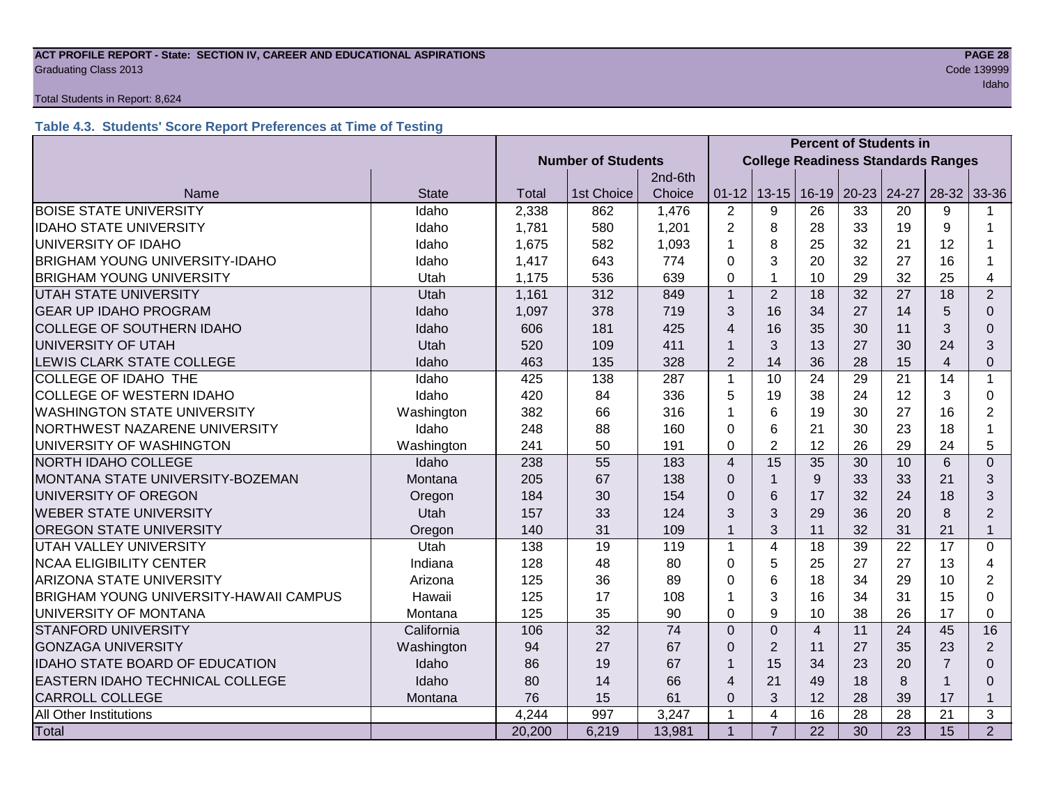Total Students in Report: 8,624

### Table 4.3. Students' Score Report Preferences at Time of Testing

| Name | State | Number of Students | | | Percent of Students in College Readiness Standards Ranges | | | | | | |
|---|---|---|---|---|---|---|---|---|---|---|---|
| | | Total | 1st Choice | 2nd-6th Choice | 01-12 | 13-15 | 16-19 | 20-23 | 24-27 | 28-32 | 33-36 |
| BOISE STATE UNIVERSITY | Idaho | 2,338 | 862 | 1,476 | 2 | 9 | 26 | 33 | 20 | 9 | 1 |
| IDAHO STATE UNIVERSITY | Idaho | 1,781 | 580 | 1,201 | 2 | 8 | 28 | 33 | 19 | 9 | 1 |
| UNIVERSITY OF IDAHO | Idaho | 1,675 | 582 | 1,093 | 1 | 8 | 25 | 32 | 21 | 12 | 1 |
| BRIGHAM YOUNG UNIVERSITY-IDAHO | Idaho | 1,417 | 643 | 774 | 0 | 3 | 20 | 32 | 27 | 16 | 1 |
| BRIGHAM YOUNG UNIVERSITY | Utah | 1,175 | 536 | 639 | 0 | 1 | 10 | 29 | 32 | 25 | 4 |
| UTAH STATE UNIVERSITY | Utah | 1,161 | 312 | 849 | 1 | 2 | 18 | 32 | 27 | 18 | 2 |
| GEAR UP IDAHO PROGRAM | Idaho | 1,097 | 378 | 719 | 3 | 16 | 34 | 27 | 14 | 5 | 0 |
| COLLEGE OF SOUTHERN IDAHO | Idaho | 606 | 181 | 425 | 4 | 16 | 35 | 30 | 11 | 3 | 0 |
| UNIVERSITY OF UTAH | Utah | 520 | 109 | 411 | 1 | 3 | 13 | 27 | 30 | 24 | 3 |
| LEWIS CLARK STATE COLLEGE | Idaho | 463 | 135 | 328 | 2 | 14 | 36 | 28 | 15 | 4 | 0 |
| COLLEGE OF IDAHO THE | Idaho | 425 | 138 | 287 | 1 | 10 | 24 | 29 | 21 | 14 | 1 |
| COLLEGE OF WESTERN IDAHO | Idaho | 420 | 84 | 336 | 5 | 19 | 38 | 24 | 12 | 3 | 0 |
| WASHINGTON STATE UNIVERSITY | Washington | 382 | 66 | 316 | 1 | 6 | 19 | 30 | 27 | 16 | 2 |
| NORTHWEST NAZARENE UNIVERSITY | Idaho | 248 | 88 | 160 | 0 | 6 | 21 | 30 | 23 | 18 | 1 |
| UNIVERSITY OF WASHINGTON | Washington | 241 | 50 | 191 | 0 | 2 | 12 | 26 | 29 | 24 | 5 |
| NORTH IDAHO COLLEGE | Idaho | 238 | 55 | 183 | 4 | 15 | 35 | 30 | 10 | 6 | 0 |
| MONTANA STATE UNIVERSITY-BOZEMAN | Montana | 205 | 67 | 138 | 0 | 1 | 9 | 33 | 33 | 21 | 3 |
| UNIVERSITY OF OREGON | Oregon | 184 | 30 | 154 | 0 | 6 | 17 | 32 | 24 | 18 | 3 |
| WEBER STATE UNIVERSITY | Utah | 157 | 33 | 124 | 3 | 3 | 29 | 36 | 20 | 8 | 2 |
| OREGON STATE UNIVERSITY | Oregon | 140 | 31 | 109 | 1 | 3 | 11 | 32 | 31 | 21 | 1 |
| UTAH VALLEY UNIVERSITY | Utah | 138 | 19 | 119 | 1 | 4 | 18 | 39 | 22 | 17 | 0 |
| NCAA ELIGIBILITY CENTER | Indiana | 128 | 48 | 80 | 0 | 5 | 25 | 27 | 27 | 13 | 4 |
| ARIZONA STATE UNIVERSITY | Arizona | 125 | 36 | 89 | 0 | 6 | 18 | 34 | 29 | 10 | 2 |
| BRIGHAM YOUNG UNIVERSITY-HAWAII CAMPUS | Hawaii | 125 | 17 | 108 | 1 | 3 | 16 | 34 | 31 | 15 | 0 |
| UNIVERSITY OF MONTANA | Montana | 125 | 35 | 90 | 0 | 9 | 10 | 38 | 26 | 17 | 0 |
| STANFORD UNIVERSITY | California | 106 | 32 | 74 | 0 | 0 | 4 | 11 | 24 | 45 | 16 |
| GONZAGA UNIVERSITY | Washington | 94 | 27 | 67 | 0 | 2 | 11 | 27 | 35 | 23 | 2 |
| IDAHO STATE BOARD OF EDUCATION | Idaho | 86 | 19 | 67 | 1 | 15 | 34 | 23 | 20 | 7 | 0 |
| EASTERN IDAHO TECHNICAL COLLEGE | Idaho | 80 | 14 | 66 | 4 | 21 | 49 | 18 | 8 | 1 | 0 |
| CARROLL COLLEGE | Montana | 76 | 15 | 61 | 0 | 3 | 12 | 28 | 39 | 17 | 1 |
| All Other Institutions | | 4,244 | 997 | 3,247 | 1 | 4 | 16 | 28 | 28 | 21 | 3 |
| Total | | 20,200 | 6,219 | 13,981 | 1 | 7 | 22 | 30 | 23 | 15 | 2 |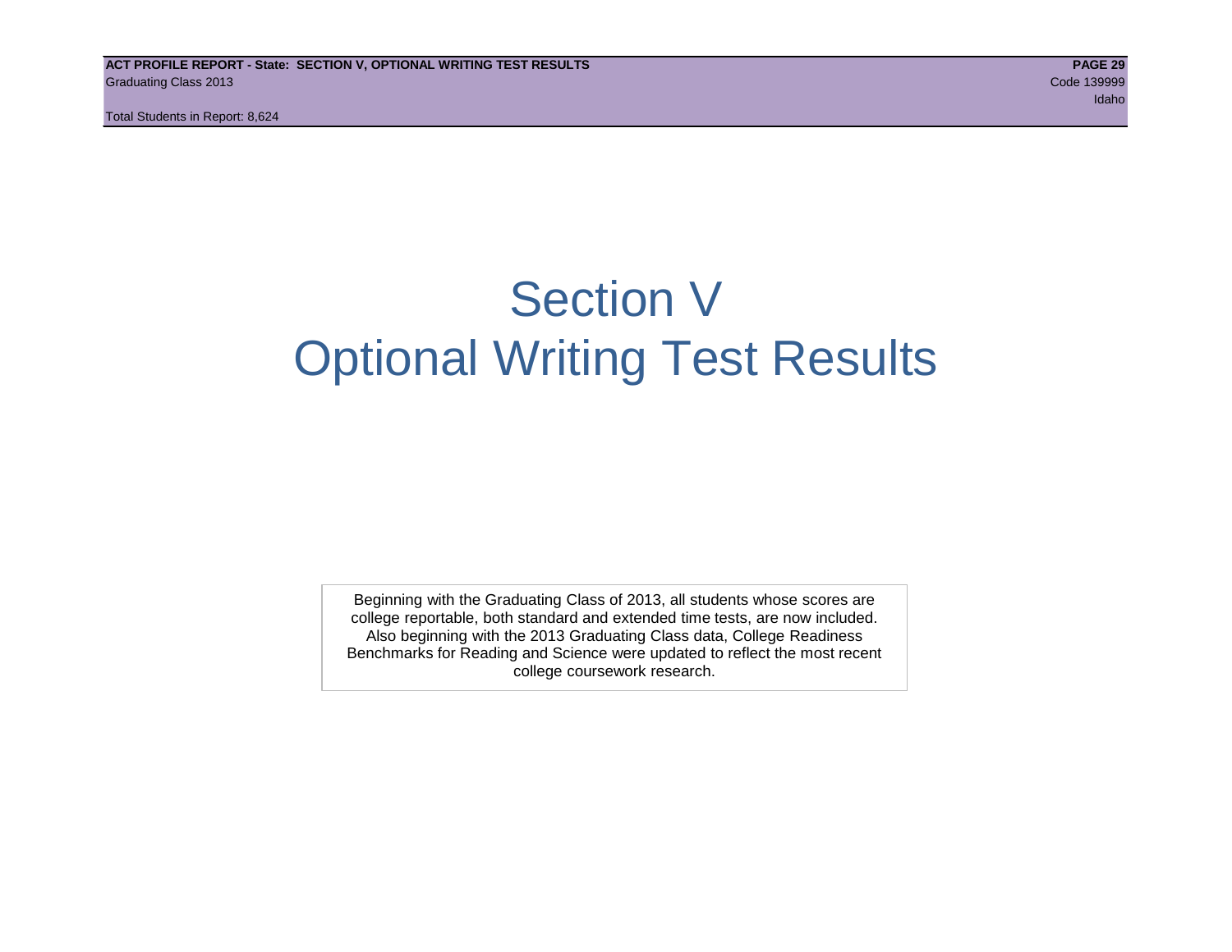# Section V
# Optional Writing Test Results

Beginning with the Graduating Class of 2013, all students whose scores are college reportable, both standard and extended time tests, are now included. Also beginning with the 2013 Graduating Class data, College Readiness Benchmarks for Reading and Science were updated to reflect the most recent college coursework research.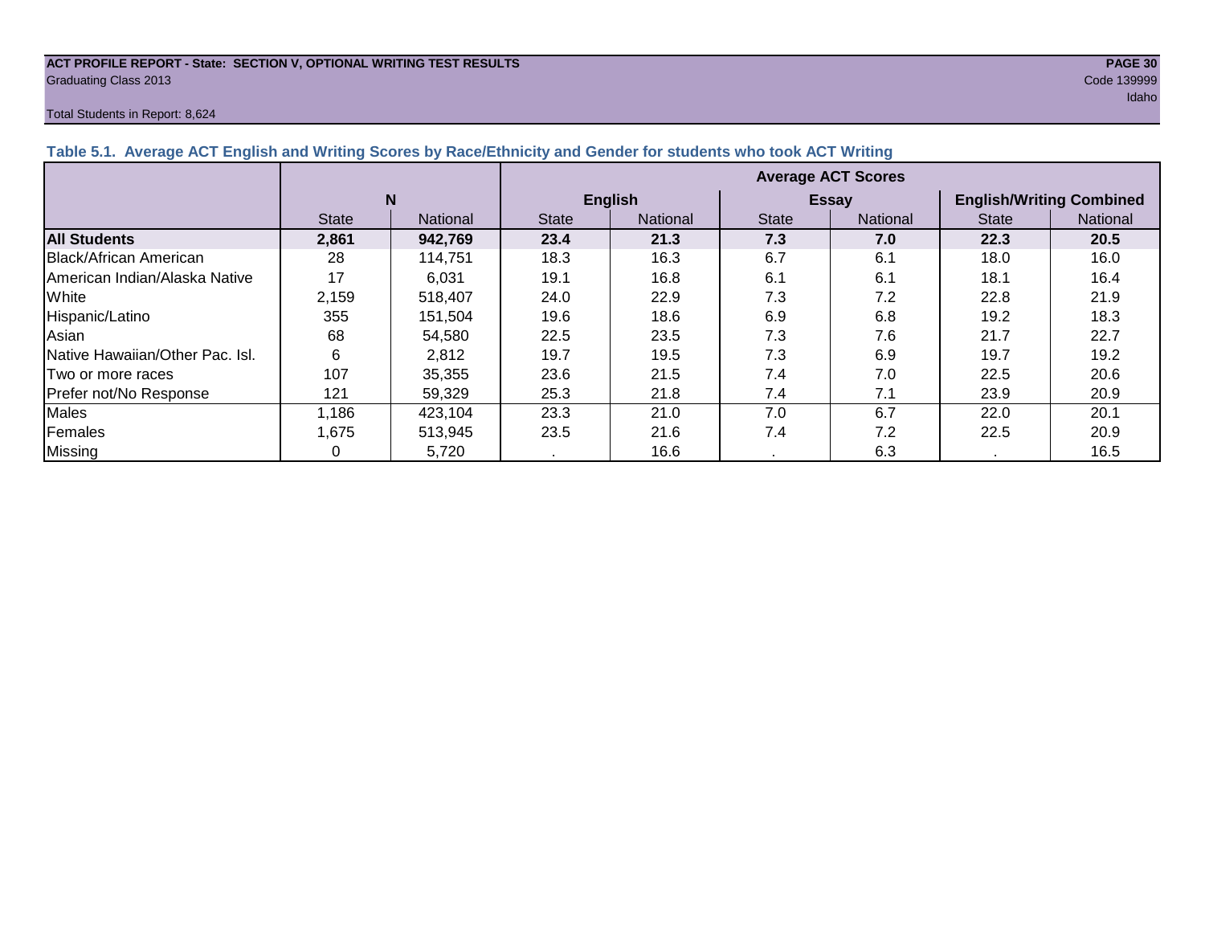**ACT PROFILE REPORT - State: SECTION V, OPTIONAL WRITING TEST RESULTS**
Graduating Class 2013

Code 139999
Idaho

Total Students in Report: 8,624

### Table 5.1. Average ACT English and Writing Scores by Race/Ethnicity and Gender for students who took ACT Writing

| | N | | Average ACT Scores | | | | | |
|---|---|---|---|---|---|---|---|---|
| | | | English | | Essay | | English/Writing Combined | |
| | State | National | State | National | State | National | State | National |
| **All Students** | **2,861** | **942,769** | **23.4** | **21.3** | **7.3** | **7.0** | **22.3** | **20.5** |
| Black/African American | 28 | 114,751 | 18.3 | 16.3 | 6.7 | 6.1 | 18.0 | 16.0 |
| American Indian/Alaska Native | 17 | 6,031 | 19.1 | 16.8 | 6.1 | 6.1 | 18.1 | 16.4 |
| White | 2,159 | 518,407 | 24.0 | 22.9 | 7.3 | 7.2 | 22.8 | 21.9 |
| Hispanic/Latino | 355 | 151,504 | 19.6 | 18.6 | 6.9 | 6.8 | 19.2 | 18.3 |
| Asian | 68 | 54,580 | 22.5 | 23.5 | 7.3 | 7.6 | 21.7 | 22.7 |
| Native Hawaiian/Other Pac. Isl. | 6 | 2,812 | 19.7 | 19.5 | 7.3 | 6.9 | 19.7 | 19.2 |
| Two or more races | 107 | 35,355 | 23.6 | 21.5 | 7.4 | 7.0 | 22.5 | 20.6 |
| Prefer not/No Response | 121 | 59,329 | 25.3 | 21.8 | 7.4 | 7.1 | 23.9 | 20.9 |
| Males | 1,186 | 423,104 | 23.3 | 21.0 | 7.0 | 6.7 | 22.0 | 20.1 |
| Females | 1,675 | 513,945 | 23.5 | 21.6 | 7.4 | 7.2 | 22.5 | 20.9 |
| Missing | 0 | 5,720 | . | 16.6 | . | 6.3 | . | 16.5 |